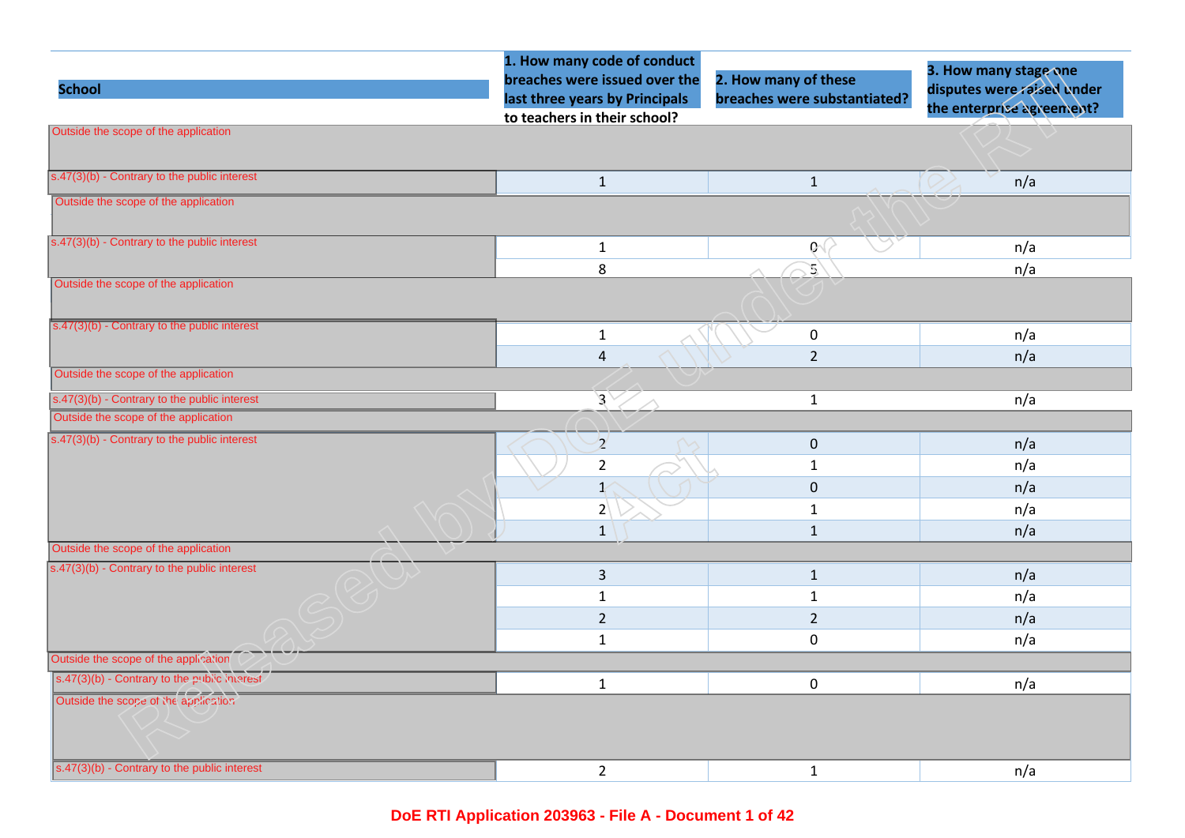| School | 1. How many code of conduct breaches were issued over the last three years by Principals to teachers in their school? | 2. How many of these breaches were substantiated? | 3. How many stage one disputes were raised under the enterprise agreement? |
|---|---|---|---|
| Outside the scope of the application | | | |
| s.47(3)(b) - Contrary to the public interest | 1 | 1 | n/a |
| Outside the scope of the application | | | |
| s.47(3)(b) - Contrary to the public interest | 1 | 0 | n/a |
| | 8 | 5 | n/a |
| Outside the scope of the application | | | |
| s.47(3)(b) - Contrary to the public interest | 1 | 0 | n/a |
| | 4 | 2 | n/a |
| Outside the scope of the application | | | |
| s.47(3)(b) - Contrary to the public interest | 3 | 1 | n/a |
| Outside the scope of the application | | | |
| s.47(3)(b) - Contrary to the public interest | 2 | 0 | n/a |
| | 2 | 1 | n/a |
| | 1 | 0 | n/a |
| | 2 | 1 | n/a |
| | 1 | 1 | n/a |
| Outside the scope of the application | | | |
| s.47(3)(b) - Contrary to the public interest | 3 | 1 | n/a |
| | 1 | 1 | n/a |
| | 2 | 2 | n/a |
| | 1 | 0 | n/a |
| Outside the scope of the application | | | |
| s.47(3)(b) - Contrary to the public interest | 1 | 0 | n/a |
| Outside the scope of the application | | | |
| s.47(3)(b) - Contrary to the public interest | 2 | 1 | n/a |

Released by DoE under the RTI Act

DoE RTI Application 203963 - File A - Document 1 of 42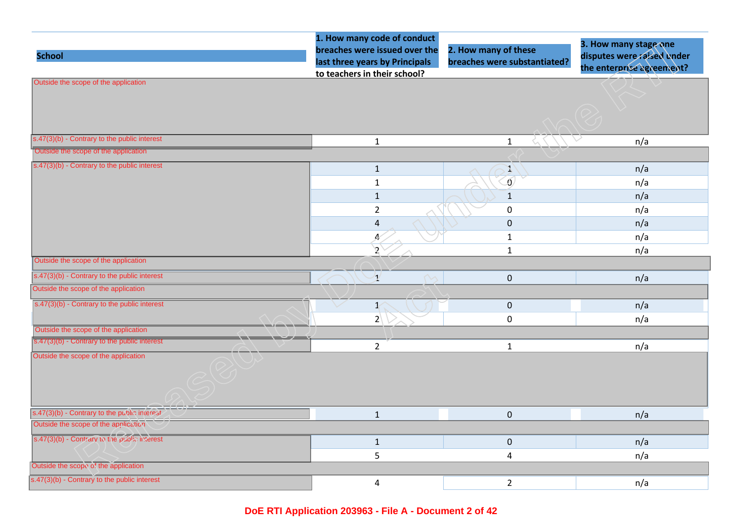| School | 1. How many code of conduct breaches were issued over the last three years by Principals to teachers in their school? | 2. How many of these breaches were substantiated? | 3. How many stage one disputes were raised under the enterprise agreement? |
| --- | --- | --- | --- |
| Outside the scope of the application | | | |
| s.47(3)(b) - Contrary to the public interest | 1 | 1 | n/a |
| Outside the scope of the application | | | |
| s.47(3)(b) - Contrary to the public interest | 1 | 1 | n/a |
| | 1 | 0 | n/a |
| | 1 | 1 | n/a |
| | 2 | 0 | n/a |
| | 4 | 0 | n/a |
| | 4 | 1 | n/a |
| | 2 | 1 | n/a |
| Outside the scope of the application | | | |
| s.47(3)(b) - Contrary to the public interest | 1 | 0 | n/a |
| Outside the scope of the application | | | |
| s.47(3)(b) - Contrary to the public interest | 1 | 0 | n/a |
| | 2 | 0 | n/a |
| Outside the scope of the application | | | |
| s.47(3)(b) - Contrary to the public interest | 2 | 1 | n/a |
| Outside the scope of the application | | | |
| s.47(3)(b) - Contrary to the public interest | 1 | 0 | n/a |
| Outside the scope of the application | | | |
| s.47(3)(b) - Contrary to the public interest | 1 | 0 | n/a |
| | 5 | 4 | n/a |
| Outside the scope of the application | | | |
| s.47(3)(b) - Contrary to the public interest | 4 | 2 | n/a |

DoE RTI Application 203963 - File A - Document 2 of 42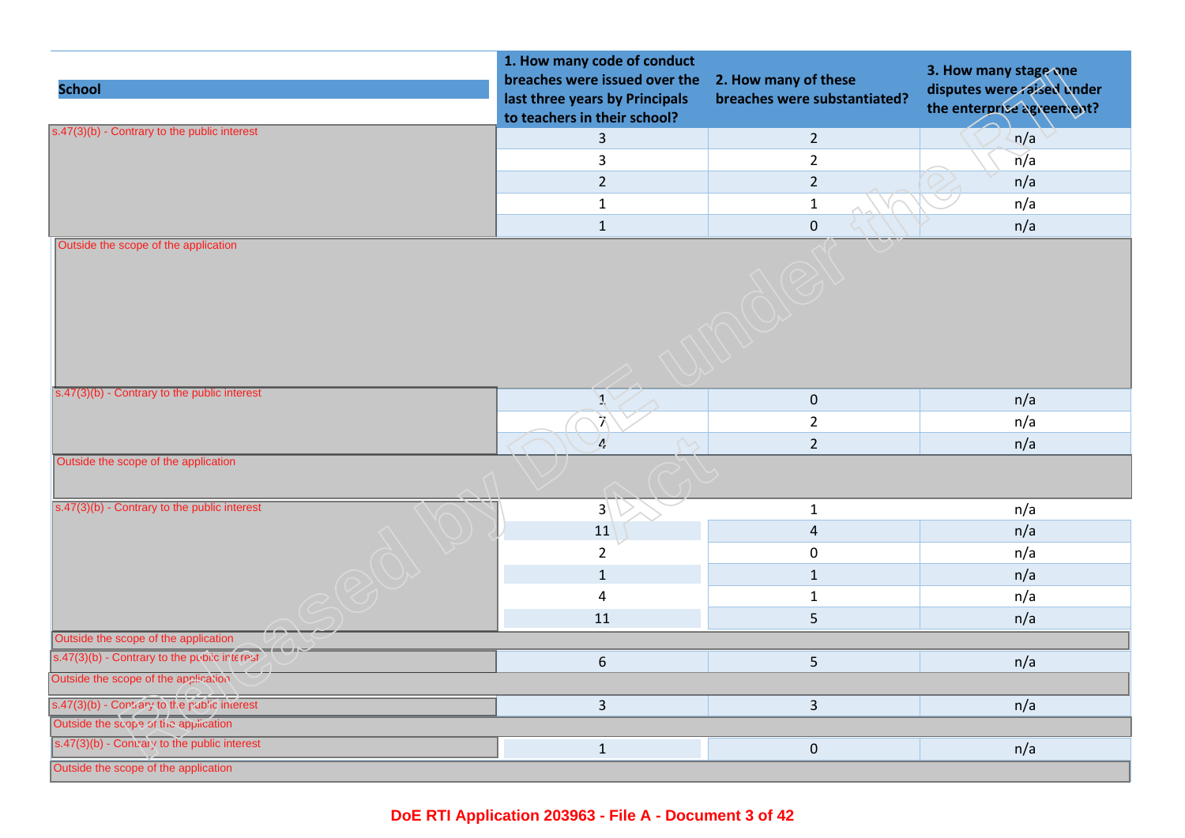| School | 1. How many code of conduct breaches were issued over the last three years by Principals to teachers in their school? | 2. How many of these breaches were substantiated? | 3. How many stage one disputes were raised under the enterprise agreement? |
|---|---|---|---|
| s.47(3)(b) - Contrary to the public interest | 3 | 2 | n/a |
| | 3 | 2 | n/a |
| | 2 | 2 | n/a |
| | 1 | 1 | n/a |
| | 1 | 0 | n/a |
| Outside the scope of the application | | | |
| s.47(3)(b) - Contrary to the public interest | 1 | 0 | n/a |
| | 7 | 2 | n/a |
| | 4 | 2 | n/a |
| Outside the scope of the application | | | |
| s.47(3)(b) - Contrary to the public interest | 3 | 1 | n/a |
| | 11 | 4 | n/a |
| | 2 | 0 | n/a |
| | 1 | 1 | n/a |
| | 4 | 1 | n/a |
| | 11 | 5 | n/a |
| Outside the scope of the application | | | |
| s.47(3)(b) - Contrary to the public interest | 6 | 5 | n/a |
| Outside the scope of the application | | | |
| s.47(3)(b) - Contrary to the public interest | 3 | 3 | n/a |
| Outside the scope of the application | | | |
| s.47(3)(b) - Contrary to the public interest | 1 | 0 | n/a |
| Outside the scope of the application | | | |

DoE RTI Application 203963 - File A - Document 3 of 42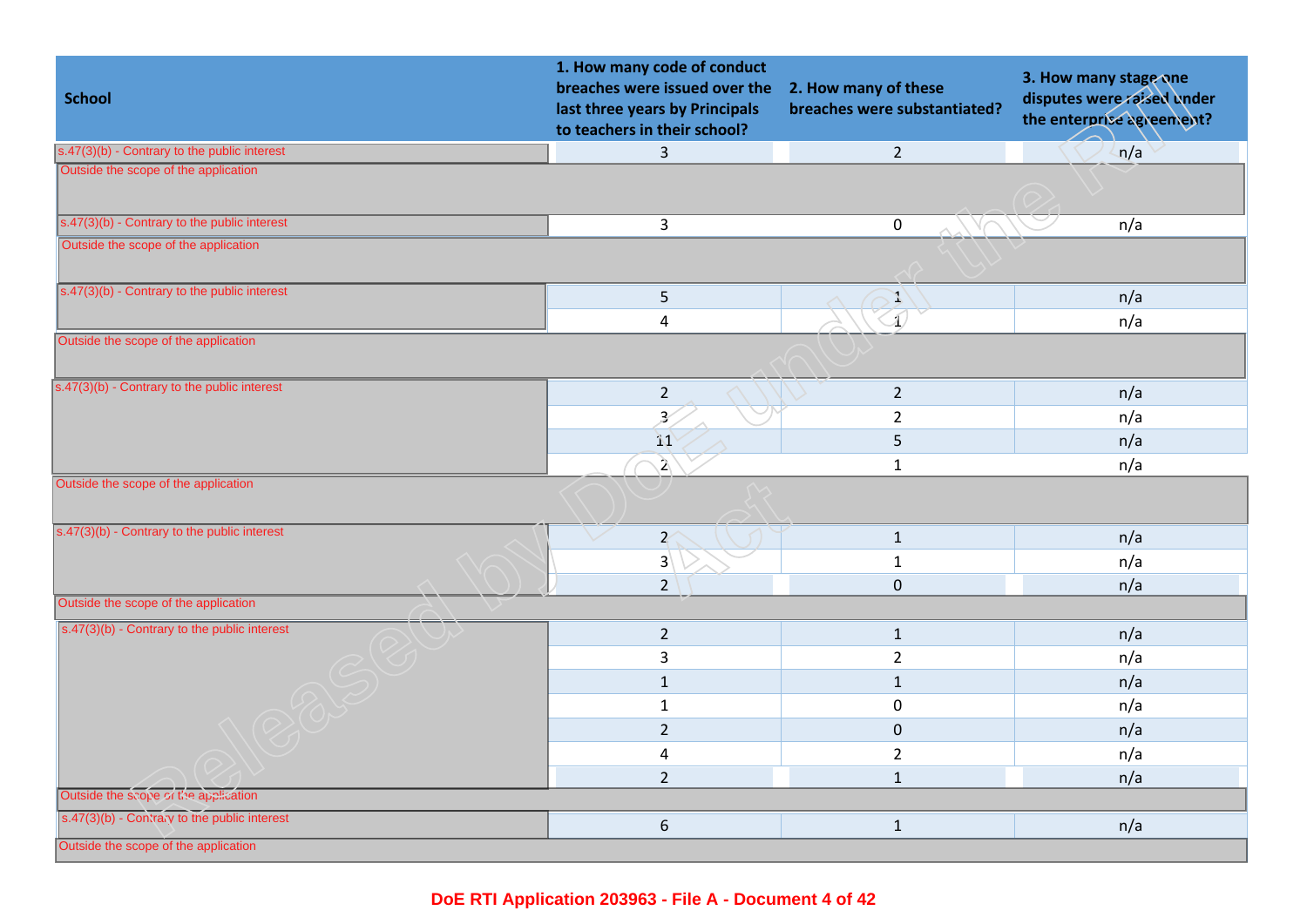| School | 1. How many code of conduct breaches were issued over the last three years by Principals to teachers in their school? | 2. How many of these breaches were substantiated? | 3. How many stage one disputes were raised under the enterprise agreement? |
|---|---|---|---|
| s.47(3)(b) - Contrary to the public interest | 3 | 2 | n/a |
| Outside the scope of the application | | | |
| s.47(3)(b) - Contrary to the public interest | 3 | 0 | n/a |
| Outside the scope of the application | | | |
| s.47(3)(b) - Contrary to the public interest | 5 | 1 | n/a |
| | 4 | 1 | n/a |
| Outside the scope of the application | | | |
| s.47(3)(b) - Contrary to the public interest | 2 | 2 | n/a |
| | 3 | 2 | n/a |
| | 11 | 5 | n/a |
| | 2 | 1 | n/a |
| Outside the scope of the application | | | |
| s.47(3)(b) - Contrary to the public interest | 2 | 1 | n/a |
| | 3 | 1 | n/a |
| | 2 | 0 | n/a |
| Outside the scope of the application | | | |
| s.47(3)(b) - Contrary to the public interest | 2 | 1 | n/a |
| | 3 | 2 | n/a |
| | 1 | 1 | n/a |
| | 1 | 0 | n/a |
| | 2 | 0 | n/a |
| | 4 | 2 | n/a |
| | 2 | 1 | n/a |
| Outside the scope of the application | | | |
| s.47(3)(b) - Contrary to the public interest | 6 | 1 | n/a |
| Outside the scope of the application | | | |

Released by DoE under the RTI Act

DoE RTI Application 203963 - File A - Document 4 of 42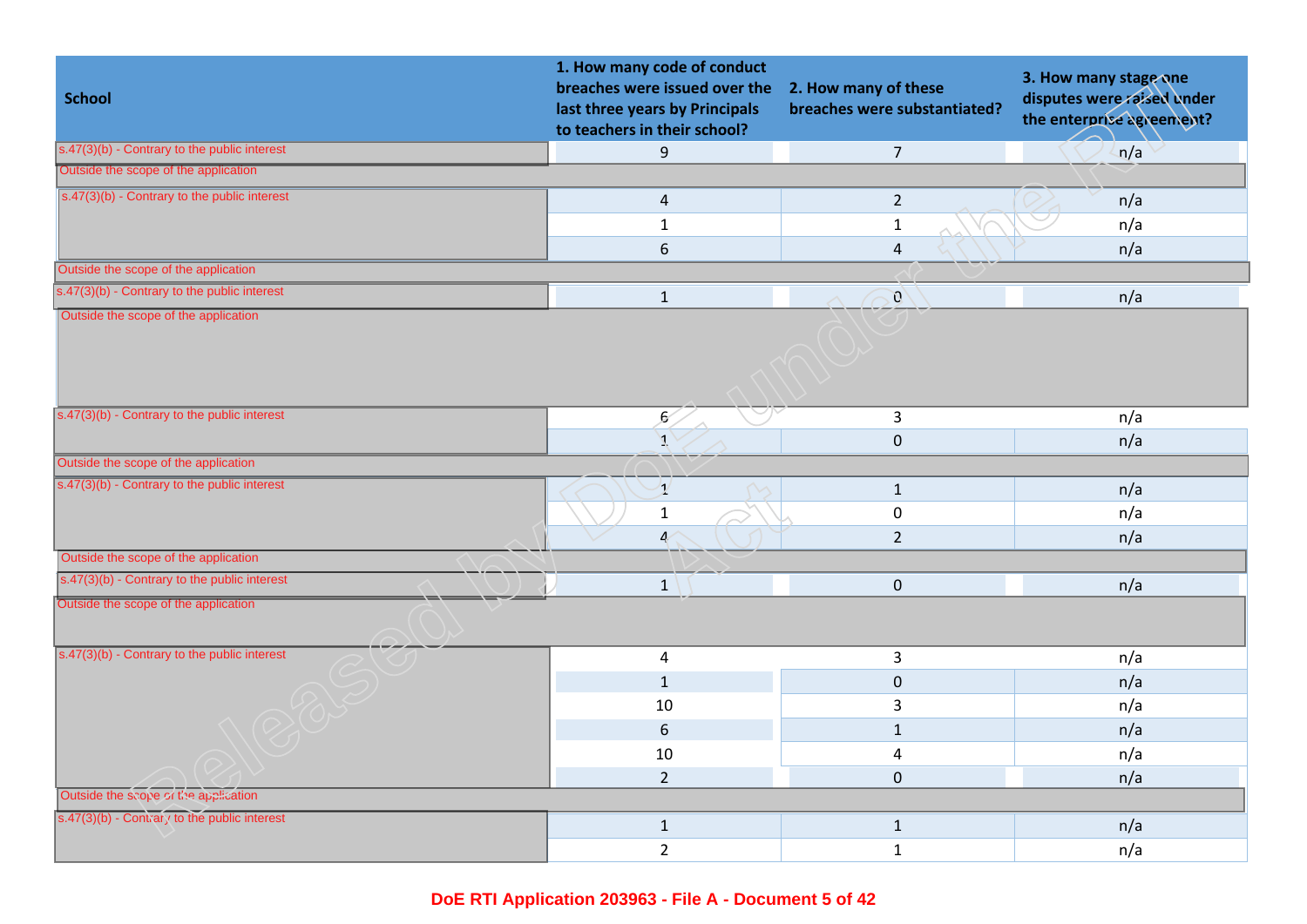| School | 1. How many code of conduct breaches were issued over the last three years by Principals to teachers in their school? | 2. How many of these breaches were substantiated? | 3. How many stage one disputes were raised under the enterprise agreement? |
|---|---|---|---|
| s.47(3)(b) - Contrary to the public interest | 9 | 7 | n/a |
| Outside the scope of the application | | | |
| s.47(3)(b) - Contrary to the public interest | 4 | 2 | n/a |
| | 1 | 1 | n/a |
| | 6 | 4 | n/a |
| Outside the scope of the application | | | |
| s.47(3)(b) - Contrary to the public interest | 1 | 0 | n/a |
| Outside the scope of the application | | | |
| s.47(3)(b) - Contrary to the public interest | 6 | 3 | n/a |
| | 1 | 0 | n/a |
| Outside the scope of the application | | | |
| s.47(3)(b) - Contrary to the public interest | 1 | 1 | n/a |
| | 1 | 0 | n/a |
| | 4 | 2 | n/a |
| Outside the scope of the application | | | |
| s.47(3)(b) - Contrary to the public interest | 1 | 0 | n/a |
| Outside the scope of the application | | | |
| s.47(3)(b) - Contrary to the public interest | 4 | 3 | n/a |
| | 1 | 0 | n/a |
| | 10 | 3 | n/a |
| | 6 | 1 | n/a |
| | 10 | 4 | n/a |
| | 2 | 0 | n/a |
| Outside the scope of the application | | | |
| s.47(3)(b) - Contrary to the public interest | 1 | 1 | n/a |
| | 2 | 1 | n/a |

Released by DoE under the RTI Act

DoE RTI Application 203963 - File A - Document 5 of 42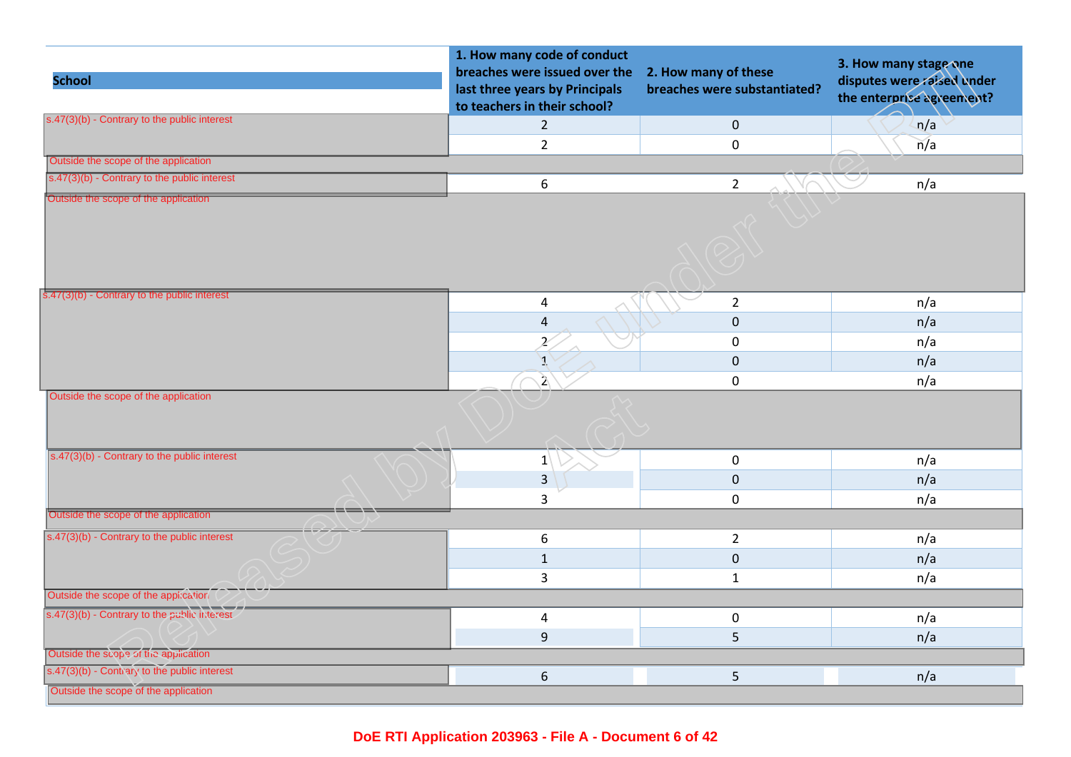| School | 1. How many code of conduct breaches were issued over the last three years by Principals to teachers in their school? | 2. How many of these breaches were substantiated? | 3. How many stage one disputes were raised under the enterprise agreement? |
|---|---|---|---|
| s.47(3)(b) - Contrary to the public interest | 2 | 0 | n/a |
| | 2 | 0 | n/a |
| Outside the scope of the application | | | |
| s.47(3)(b) - Contrary to the public interest | 6 | 2 | n/a |
| Outside the scope of the application | | | |
| s.47(3)(b) - Contrary to the public interest | 4 | 2 | n/a |
| | 4 | 0 | n/a |
| | 2 | 0 | n/a |
| | 1 | 0 | n/a |
| | 2 | 0 | n/a |
| Outside the scope of the application | | | |
| s.47(3)(b) - Contrary to the public interest | 1 | 0 | n/a |
| | 3 | 0 | n/a |
| | 3 | 0 | n/a |
| Outside the scope of the application | | | |
| s.47(3)(b) - Contrary to the public interest | 6 | 2 | n/a |
| | 1 | 0 | n/a |
| | 3 | 1 | n/a |
| Outside the scope of the application | | | |
| s.47(3)(b) - Contrary to the public interest | 4 | 0 | n/a |
| | 9 | 5 | n/a |
| Outside the scope of the application | | | |
| s.47(3)(b) - Contrary to the public interest | 6 | 5 | n/a |
| Outside the scope of the application | | | |

Released by DoE under the RTI Act

DoE RTI Application 203963 - File A - Document 6 of 42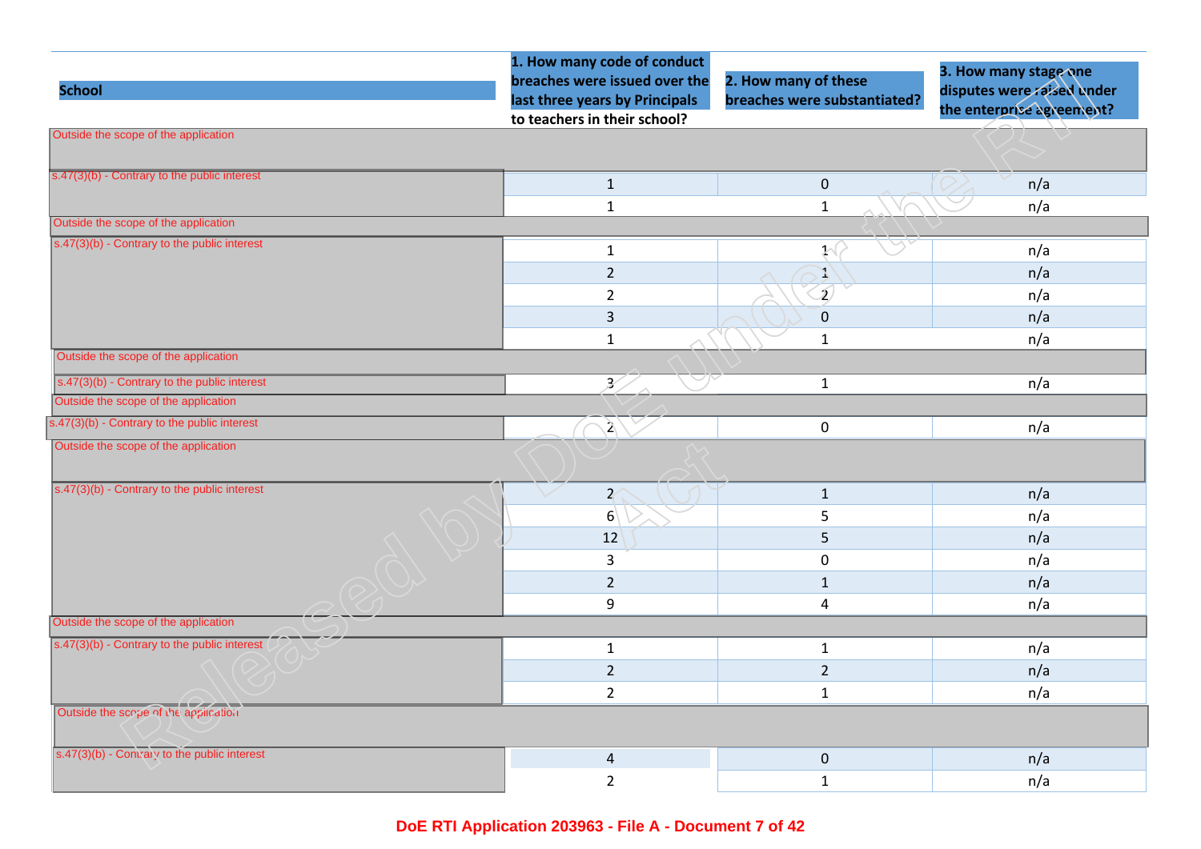| School | 1. How many code of conduct breaches were issued over the last three years by Principals to teachers in their school? | 2. How many of these breaches were substantiated? | 3. How many stage one disputes were raised under the enterprise agreement? |
|---|---|---|---|
| Outside the scope of the application | | | |
| s.47(3)(b) - Contrary to the public interest | 1 | 0 | n/a |
| | 1 | 1 | n/a |
| Outside the scope of the application | | | |
| s.47(3)(b) - Contrary to the public interest | 1 | 1 | n/a |
| | 2 | 1 | n/a |
| | 2 | 2 | n/a |
| | 3 | 0 | n/a |
| | 1 | 1 | n/a |
| Outside the scope of the application | | | |
| s.47(3)(b) - Contrary to the public interest | 3 | 1 | n/a |
| Outside the scope of the application | | | |
| s.47(3)(b) - Contrary to the public interest | 2 | 0 | n/a |
| Outside the scope of the application | | | |
| s.47(3)(b) - Contrary to the public interest | 2 | 1 | n/a |
| | 6 | 5 | n/a |
| | 12 | 5 | n/a |
| | 3 | 0 | n/a |
| | 2 | 1 | n/a |
| | 9 | 4 | n/a |
| Outside the scope of the application | | | |
| s.47(3)(b) - Contrary to the public interest | 1 | 1 | n/a |
| | 2 | 2 | n/a |
| | 2 | 1 | n/a |
| Outside the scope of the application | | | |
| s.47(3)(b) - Contrary to the public interest | 4 | 0 | n/a |
| | 2 | 1 | n/a |

DoE RTI Application 203963 - File A - Document 7 of 42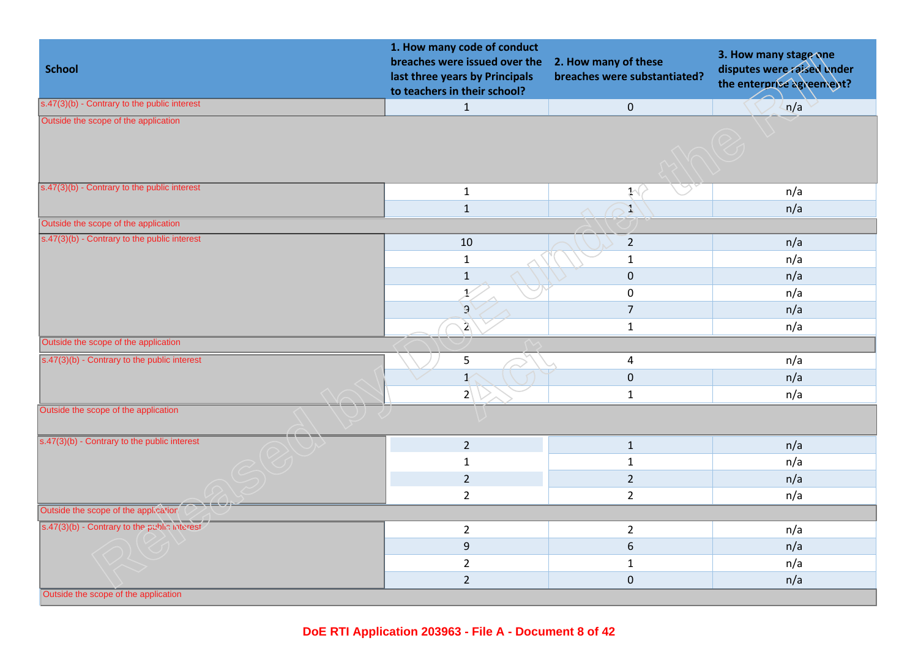| School | 1. How many code of conduct breaches were issued over the last three years by Principals to teachers in their school? | 2. How many of these breaches were substantiated? | 3. How many stage one disputes were raised under the enterprise agreement? |
|---|---|---|---|
| s.47(3)(b) - Contrary to the public interest | 1 | 0 | n/a |
| Outside the scope of the application | | | |
| s.47(3)(b) - Contrary to the public interest | 1 | 1 | n/a |
| | 1 | 1 | n/a |
| Outside the scope of the application | | | |
| s.47(3)(b) - Contrary to the public interest | 10 | 2 | n/a |
| | 1 | 1 | n/a |
| | 1 | 0 | n/a |
| | 1 | 0 | n/a |
| | 9 | 7 | n/a |
| | 2 | 1 | n/a |
| Outside the scope of the application | | | |
| s.47(3)(b) - Contrary to the public interest | 5 | 4 | n/a |
| | 1 | 0 | n/a |
| | 2 | 1 | n/a |
| Outside the scope of the application | | | |
| s.47(3)(b) - Contrary to the public interest | 2 | 1 | n/a |
| | 1 | 1 | n/a |
| | 2 | 2 | n/a |
| | 2 | 2 | n/a |
| Outside the scope of the application | | | |
| s.47(3)(b) - Contrary to the public interest | 2 | 2 | n/a |
| | 9 | 6 | n/a |
| | 2 | 1 | n/a |
| | 2 | 0 | n/a |
| Outside the scope of the application | | | |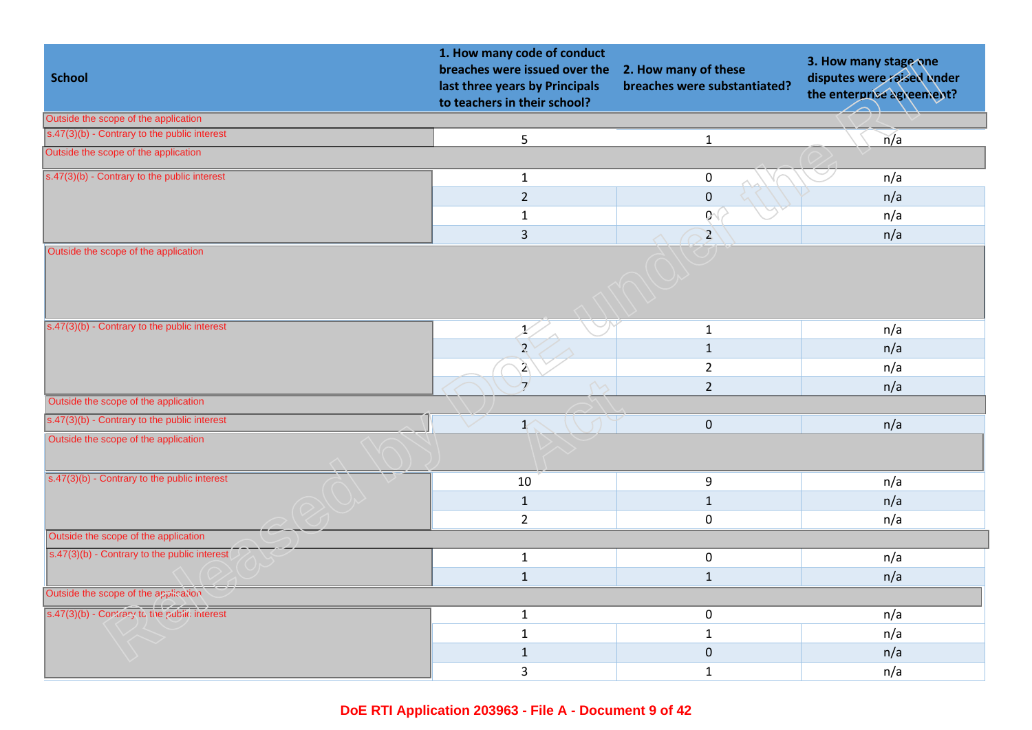| School | 1. How many code of conduct breaches were issued over the last three years by Principals to teachers in their school? | 2. How many of these breaches were substantiated? | 3. How many stage one disputes were raised under the enterprise agreement? |
|---|---|---|---|
| Outside the scope of the application | | | |
| s.47(3)(b) - Contrary to the public interest | 5 | 1 | n/a |
| Outside the scope of the application | | | |
| s.47(3)(b) - Contrary to the public interest | 1 | 0 | n/a |
| | 2 | 0 | n/a |
| | 1 | 0 | n/a |
| | 3 | 2 | n/a |
| Outside the scope of the application | | | |
| s.47(3)(b) - Contrary to the public interest | 1 | 1 | n/a |
| | 2 | 1 | n/a |
| | 2 | 2 | n/a |
| | 7 | 2 | n/a |
| Outside the scope of the application | | | |
| s.47(3)(b) - Contrary to the public interest | 1 | 0 | n/a |
| Outside the scope of the application | | | |
| s.47(3)(b) - Contrary to the public interest | 10 | 9 | n/a |
| | 1 | 1 | n/a |
| | 2 | 0 | n/a |
| Outside the scope of the application | | | |
| s.47(3)(b) - Contrary to the public interest | 1 | 0 | n/a |
| | 1 | 1 | n/a |
| Outside the scope of the application | | | |
| s.47(3)(b) - Contrary to the public interest | 1 | 0 | n/a |
| | 1 | 1 | n/a |
| | 1 | 0 | n/a |
| | 3 | 1 | n/a |

Released by DoE under the RTI Act

DoE RTI Application 203963 - File A - Document 9 of 42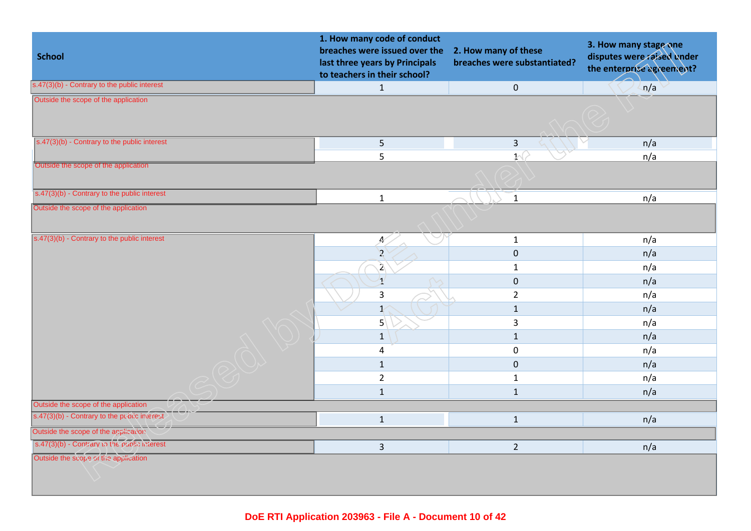| School | 1. How many code of conduct breaches were issued over the last three years by Principals to teachers in their school? | 2. How many of these breaches were substantiated? | 3. How many stage one disputes were raised under the enterprise agreement? |
|---|---|---|---|
| s.47(3)(b) - Contrary to the public interest | 1 | 0 | n/a |
| Outside the scope of the application | | | |
| s.47(3)(b) - Contrary to the public interest | 5 | 3 | n/a |
| | 5 | 1 | n/a |
| Outside the scope of the application | | | |
| s.47(3)(b) - Contrary to the public interest | 1 | 1 | n/a |
| Outside the scope of the application | | | |
| s.47(3)(b) - Contrary to the public interest | 4 | 1 | n/a |
| | 2 | 0 | n/a |
| | 2 | 1 | n/a |
| | 1 | 0 | n/a |
| | 3 | 2 | n/a |
| | 1 | 1 | n/a |
| | 5 | 3 | n/a |
| | 1 | 1 | n/a |
| | 4 | 0 | n/a |
| | 1 | 0 | n/a |
| | 2 | 1 | n/a |
| | 1 | 1 | n/a |
| Outside the scope of the application | | | |
| s.47(3)(b) - Contrary to the public interest | 1 | 1 | n/a |
| Outside the scope of the application | | | |
| s.47(3)(b) - Contrary to the public interest | 3 | 2 | n/a |
| Outside the scope of the application | | | |

Released by DoE under the RTI Act

DoE RTI Application 203963 - File A - Document 10 of 42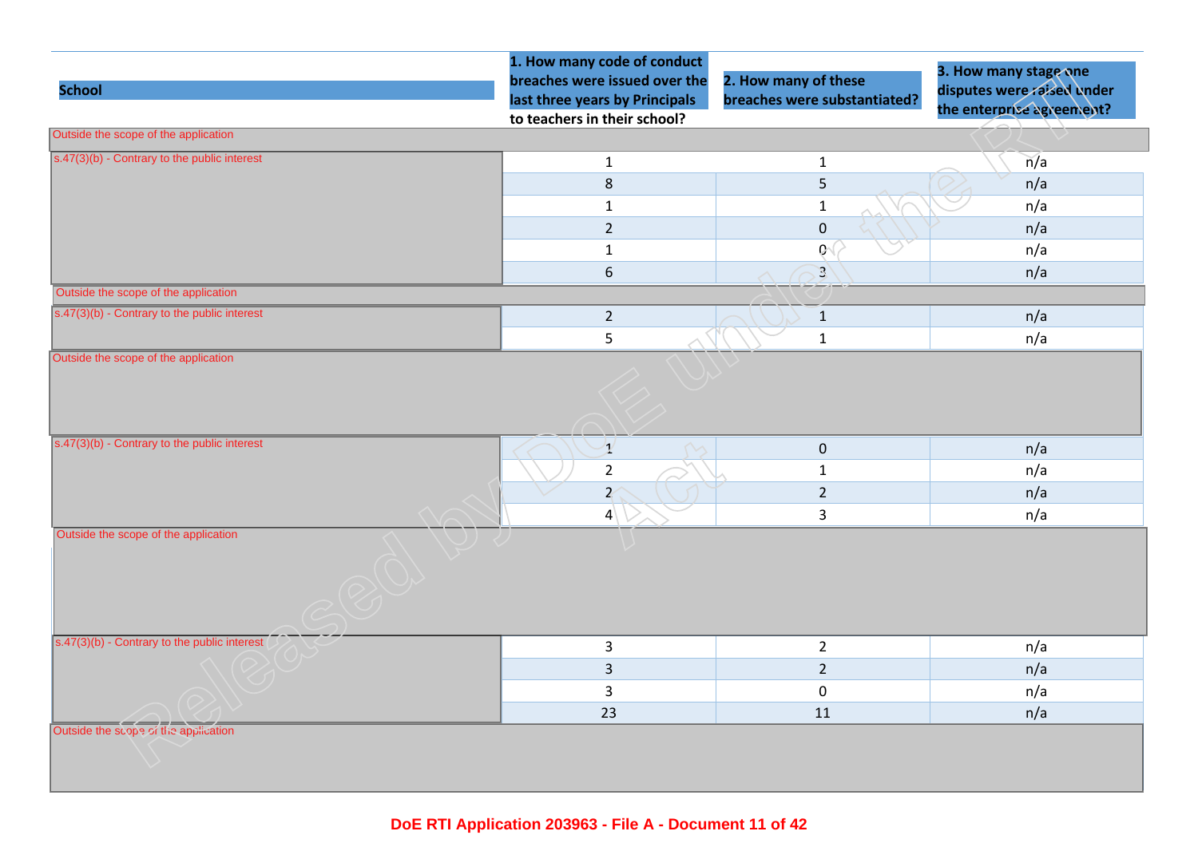| School | 1. How many code of conduct breaches were issued over the last three years by Principals to teachers in their school? | 2. How many of these breaches were substantiated? | 3. How many stage one disputes were raised under the enterprise agreement? |
|---|---|---|---|
| Outside the scope of the application | | | |
| s.47(3)(b) - Contrary to the public interest | 1 | 1 | n/a |
| | 8 | 5 | n/a |
| | 1 | 1 | n/a |
| | 2 | 0 | n/a |
| | 1 | 0 | n/a |
| | 6 | 3 | n/a |
| Outside the scope of the application | | | |
| s.47(3)(b) - Contrary to the public interest | 2 | 1 | n/a |
| | 5 | 1 | n/a |
| Outside the scope of the application | | | |
| s.47(3)(b) - Contrary to the public interest | 1 | 0 | n/a |
| | 2 | 1 | n/a |
| | 2 | 2 | n/a |
| | 4 | 3 | n/a |
| Outside the scope of the application | | | |
| s.47(3)(b) - Contrary to the public interest | 3 | 2 | n/a |
| | 3 | 2 | n/a |
| | 3 | 0 | n/a |
| | 23 | 11 | n/a |
| Outside the scope of the application | | | |

Released by DoE under the RTI Act

DoE RTI Application 203963 - File A - Document 11 of 42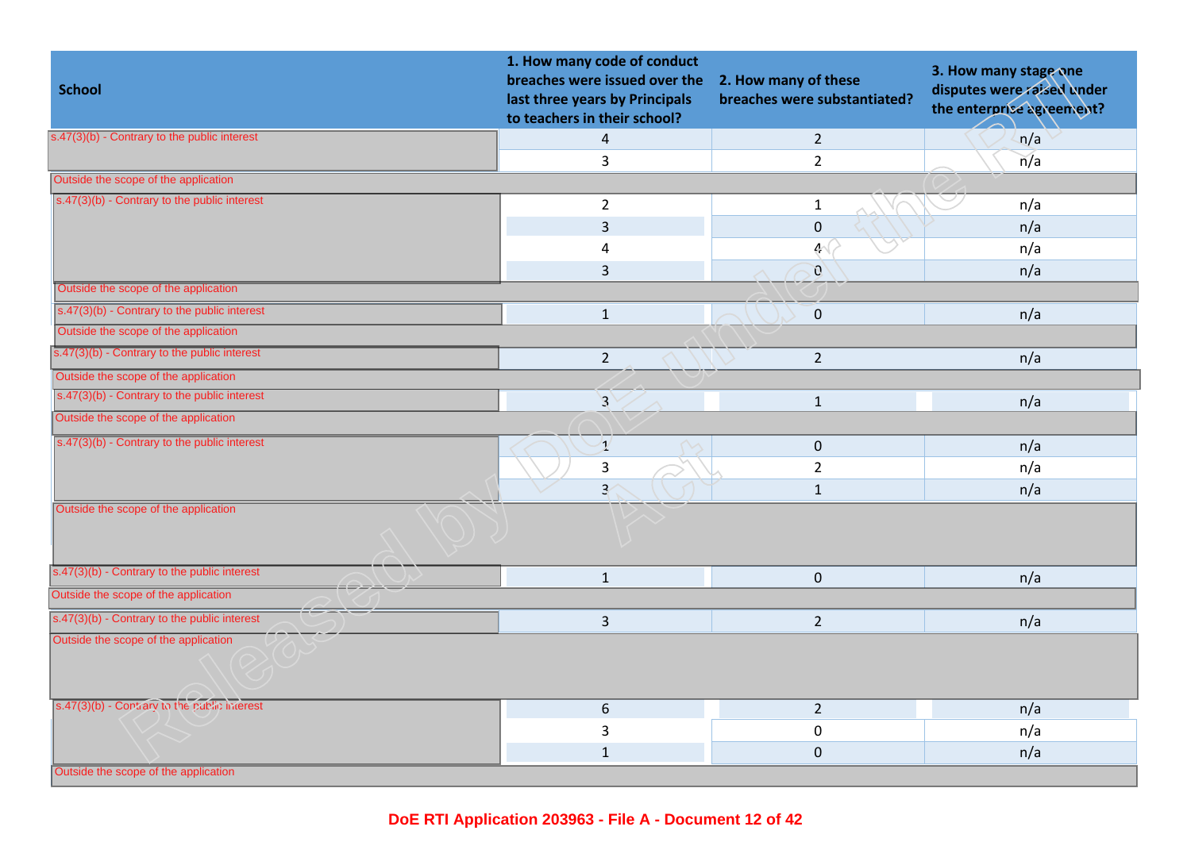| School | 1. How many code of conduct breaches were issued over the last three years by Principals to teachers in their school? | 2. How many of these breaches were substantiated? | 3. How many stage one disputes were raised under the enterprise agreement? |
|---|---|---|---|
| s.47(3)(b) - Contrary to the public interest | 4 | 2 | n/a |
| | 3 | 2 | n/a |
| Outside the scope of the application | | | |
| s.47(3)(b) - Contrary to the public interest | 2 | 1 | n/a |
| | 3 | 0 | n/a |
| | 4 | 4 | n/a |
| | 3 | 0 | n/a |
| Outside the scope of the application | | | |
| s.47(3)(b) - Contrary to the public interest | 1 | 0 | n/a |
| Outside the scope of the application | | | |
| s.47(3)(b) - Contrary to the public interest | 2 | 2 | n/a |
| Outside the scope of the application | | | |
| s.47(3)(b) - Contrary to the public interest | 3 | 1 | n/a |
| Outside the scope of the application | | | |
| s.47(3)(b) - Contrary to the public interest | 1 | 0 | n/a |
| | 3 | 2 | n/a |
| | 3 | 1 | n/a |
| Outside the scope of the application | | | |
| s.47(3)(b) - Contrary to the public interest | 1 | 0 | n/a |
| Outside the scope of the application | | | |
| s.47(3)(b) - Contrary to the public interest | 3 | 2 | n/a |
| Outside the scope of the application | | | |
| s.47(3)(b) - Contrary to the public interest | 6 | 2 | n/a |
| | 3 | 0 | n/a |
| | 1 | 0 | n/a |
| Outside the scope of the application | | | |

DoE RTI Application 203963 - File A - Document 12 of 42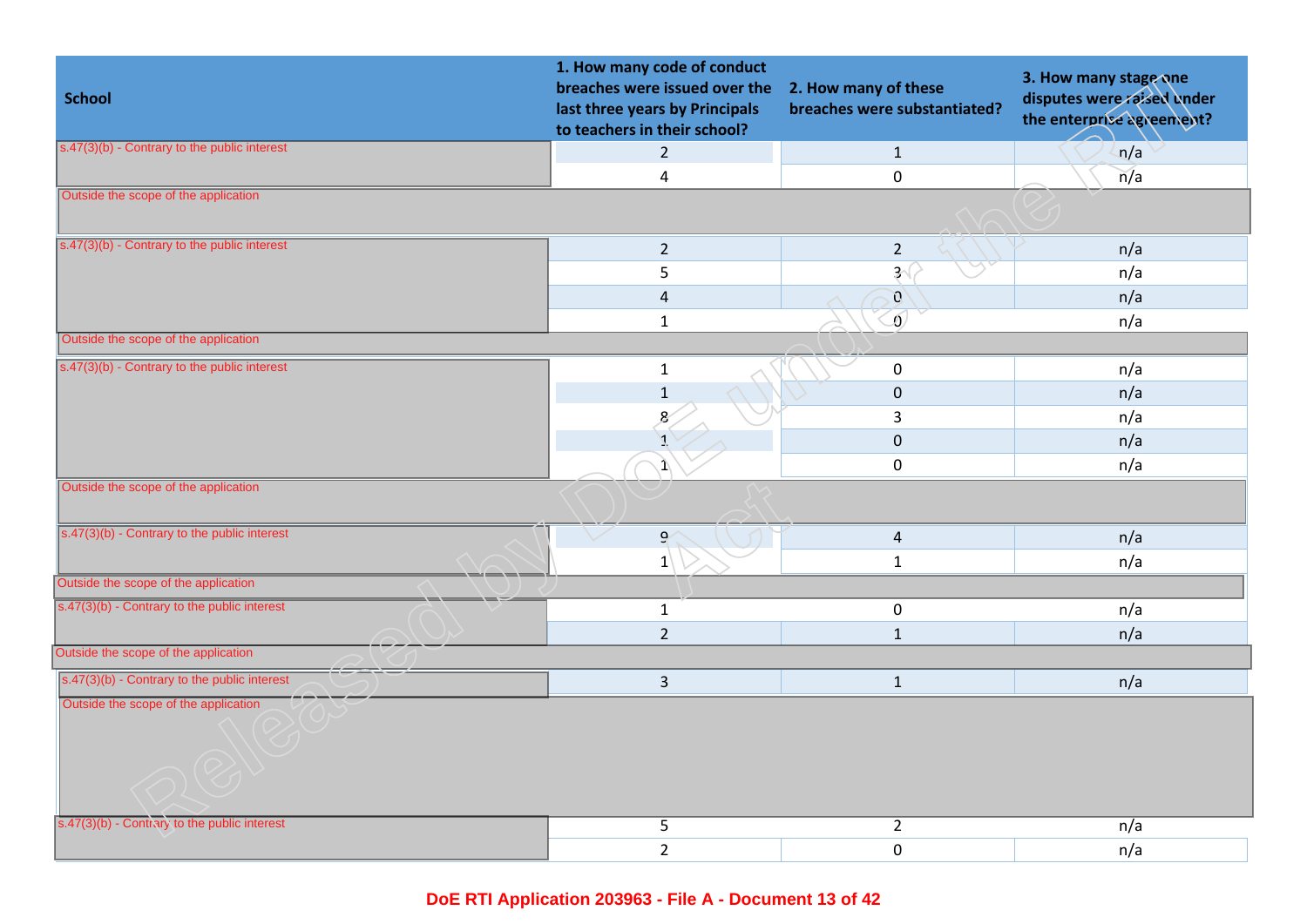| School | 1. How many code of conduct breaches were issued over the last three years by Principals to teachers in their school? | 2. How many of these breaches were substantiated? | 3. How many stage one disputes were raised under the enterprise agreement? |
|---|---|---|---|
| s.47(3)(b) - Contrary to the public interest | 2 | 1 | n/a |
| | 4 | 0 | n/a |
| Outside the scope of the application | | | |
| s.47(3)(b) - Contrary to the public interest | 2 | 2 | n/a |
| | 5 | 3 | n/a |
| | 4 | 0 | n/a |
| | 1 | 0 | n/a |
| Outside the scope of the application | | | |
| s.47(3)(b) - Contrary to the public interest | 1 | 0 | n/a |
| | 1 | 0 | n/a |
| | 8 | 3 | n/a |
| | 1 | 0 | n/a |
| | 1 | 0 | n/a |
| Outside the scope of the application | | | |
| s.47(3)(b) - Contrary to the public interest | 9 | 4 | n/a |
| | 1 | 1 | n/a |
| Outside the scope of the application | | | |
| s.47(3)(b) - Contrary to the public interest | 1 | 0 | n/a |
| | 2 | 1 | n/a |
| Outside the scope of the application | | | |
| s.47(3)(b) - Contrary to the public interest | 3 | 1 | n/a |
| Outside the scope of the application | | | |
| s.47(3)(b) - Contrary to the public interest | 5 | 2 | n/a |
| | 2 | 0 | n/a |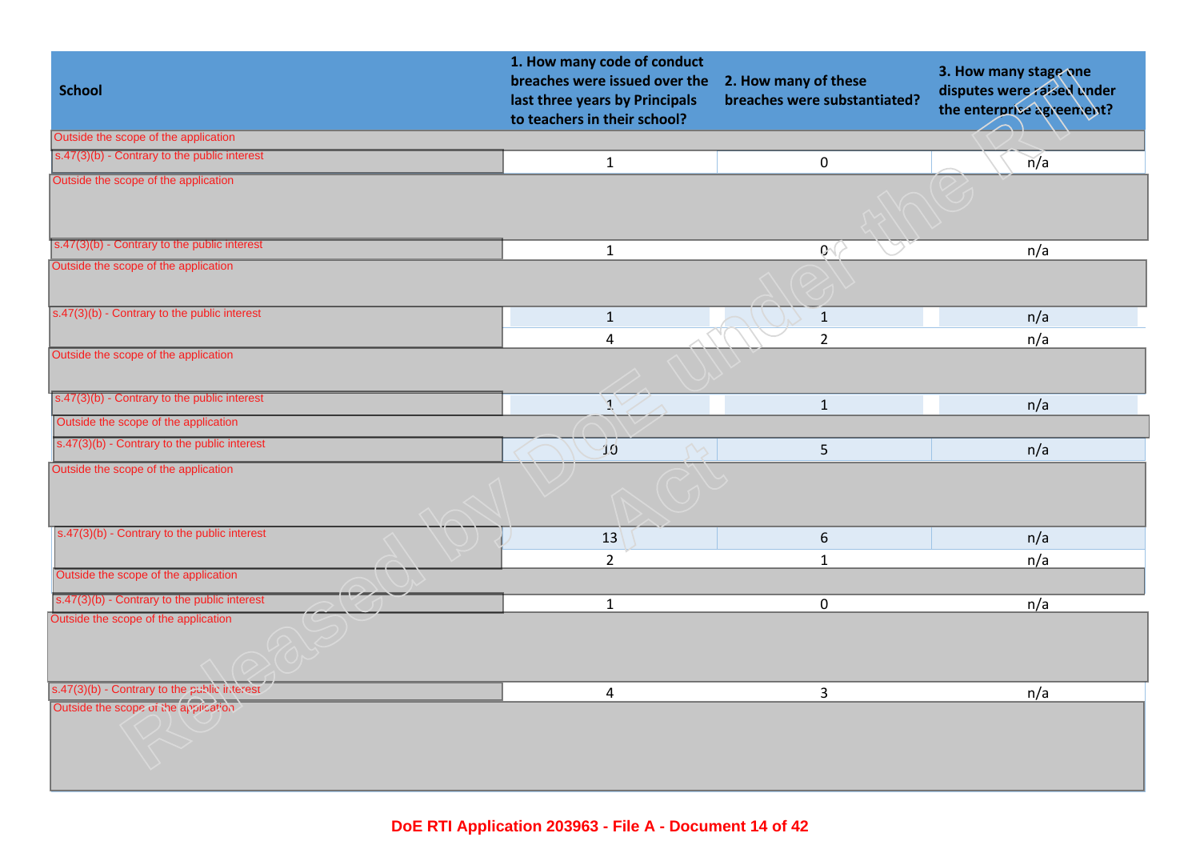| School | 1. How many code of conduct breaches were issued over the last three years by Principals to teachers in their school? | 2. How many of these breaches were substantiated? | 3. How many stage one disputes were raised under the enterprise agreement? |
|---|---|---|---|
| Outside the scope of the application | | | |
| s.47(3)(b) - Contrary to the public interest | 1 | 0 | n/a |
| Outside the scope of the application | | | |
| s.47(3)(b) - Contrary to the public interest | 1 | 0 | n/a |
| Outside the scope of the application | | | |
| s.47(3)(b) - Contrary to the public interest | 1 | 1 | n/a |
| | 4 | 2 | n/a |
| Outside the scope of the application | | | |
| s.47(3)(b) - Contrary to the public interest | 1 | 1 | n/a |
| Outside the scope of the application | | | |
| s.47(3)(b) - Contrary to the public interest | 10 | 5 | n/a |
| Outside the scope of the application | | | |
| s.47(3)(b) - Contrary to the public interest | 13 | 6 | n/a |
| | 2 | 1 | n/a |
| Outside the scope of the application | | | |
| s.47(3)(b) - Contrary to the public interest | 1 | 0 | n/a |
| Outside the scope of the application | | | |
| s.47(3)(b) - Contrary to the public interest | 4 | 3 | n/a |
| Outside the scope of the application | | | |

DoE RTI Application 203963 - File A - Document 14 of 42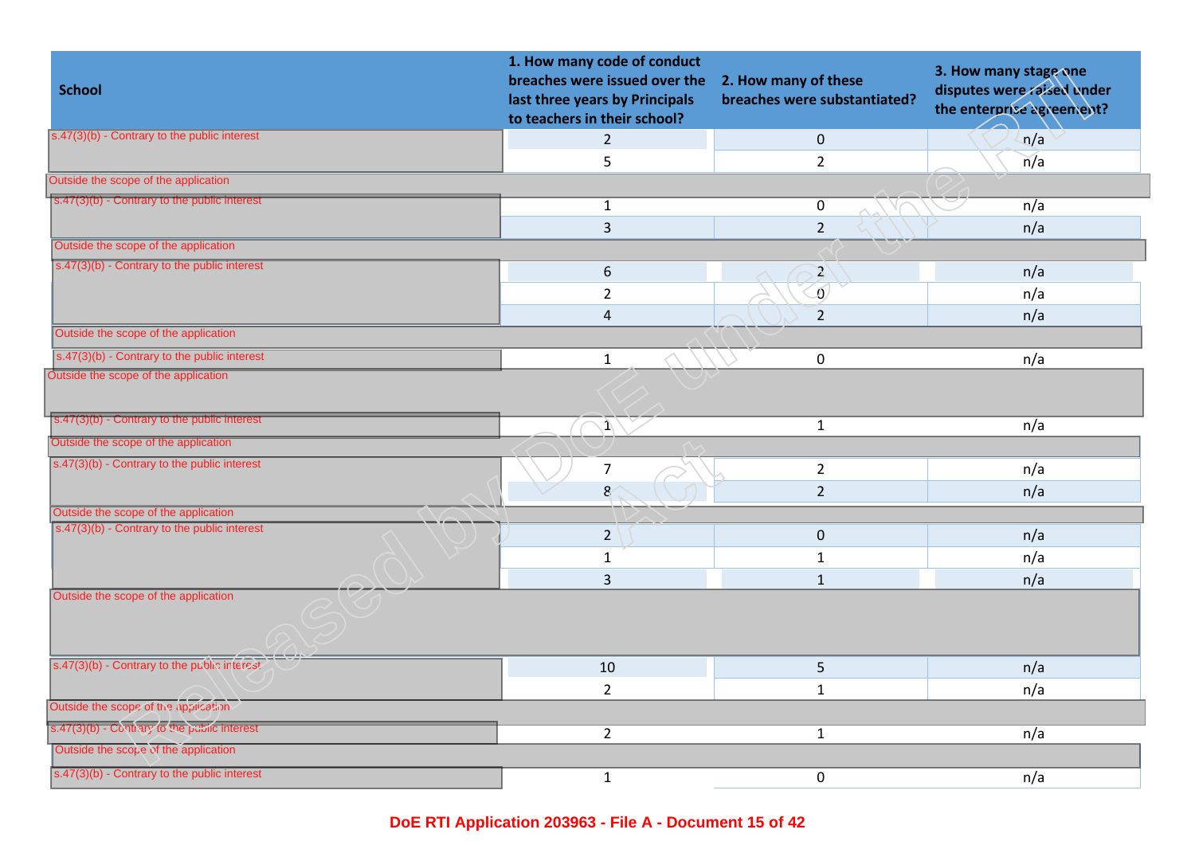| School | 1. How many code of conduct breaches were issued over the last three years by Principals to teachers in their school? | 2. How many of these breaches were substantiated? | 3. How many stage one disputes were raised under the enterprise agreement? |
|---|---|---|---|
| s.47(3)(b) - Contrary to the public interest | 2 | 0 | n/a |
| | 5 | 2 | n/a |
| Outside the scope of the application | | | |
| s.47(3)(b) - Contrary to the public interest | 1 | 0 | n/a |
| | 3 | 2 | n/a |
| Outside the scope of the application | | | |
| s.47(3)(b) - Contrary to the public interest | 6 | 2 | n/a |
| | 2 | 0 | n/a |
| | 4 | 2 | n/a |
| Outside the scope of the application | | | |
| s.47(3)(b) - Contrary to the public interest | 1 | 0 | n/a |
| Outside the scope of the application | | | |
| s.47(3)(b) - Contrary to the public interest | 1 | 1 | n/a |
| Outside the scope of the application | | | |
| s.47(3)(b) - Contrary to the public interest | 7 | 2 | n/a |
| | 8 | 2 | n/a |
| Outside the scope of the application | | | |
| s.47(3)(b) - Contrary to the public interest | 2 | 0 | n/a |
| | 1 | 1 | n/a |
| | 3 | 1 | n/a |
| Outside the scope of the application | | | |
| s.47(3)(b) - Contrary to the public interest | 10 | 5 | n/a |
| | 2 | 1 | n/a |
| Outside the scope of the application | | | |
| s.47(3)(b) - Contrary to the public interest | 2 | 1 | n/a |
| Outside the scope of the application | | | |
| s.47(3)(b) - Contrary to the public interest | 1 | 0 | n/a |

DoE RTI Application 203963 - File A - Document 15 of 42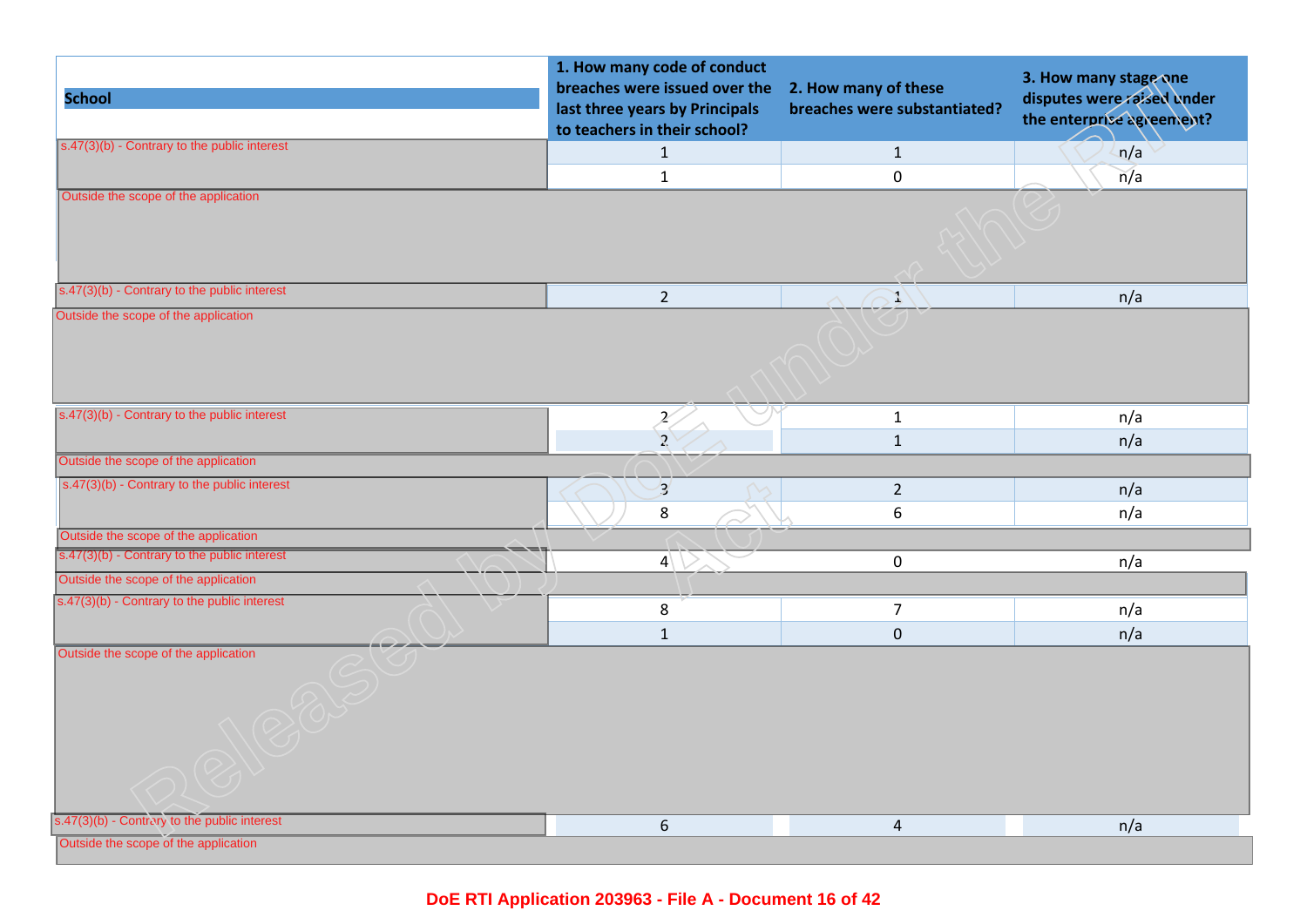| School | 1. How many code of conduct breaches were issued over the last three years by Principals to teachers in their school? | 2. How many of these breaches were substantiated? | 3. How many stage one disputes were raised under the enterprise agreement? |
|---|---|---|---|
| s.47(3)(b) - Contrary to the public interest | 1 | 1 | n/a |
| | 1 | 0 | n/a |
| Outside the scope of the application | | | |
| s.47(3)(b) - Contrary to the public interest | 2 | 1 | n/a |
| Outside the scope of the application | | | |
| s.47(3)(b) - Contrary to the public interest | 2 | 1 | n/a |
| | 2 | 1 | n/a |
| Outside the scope of the application | | | |
| s.47(3)(b) - Contrary to the public interest | 3 | 2 | n/a |
| | 8 | 6 | n/a |
| Outside the scope of the application | | | |
| s.47(3)(b) - Contrary to the public interest | 4 | 0 | n/a |
| Outside the scope of the application | | | |
| s.47(3)(b) - Contrary to the public interest | 8 | 7 | n/a |
| | 1 | 0 | n/a |
| Outside the scope of the application | | | |
| s.47(3)(b) - Contrary to the public interest | 6 | 4 | n/a |
| Outside the scope of the application | | | |

Released by DoE under the RTI Act

DoE RTI Application 203963 - File A - Document 16 of 42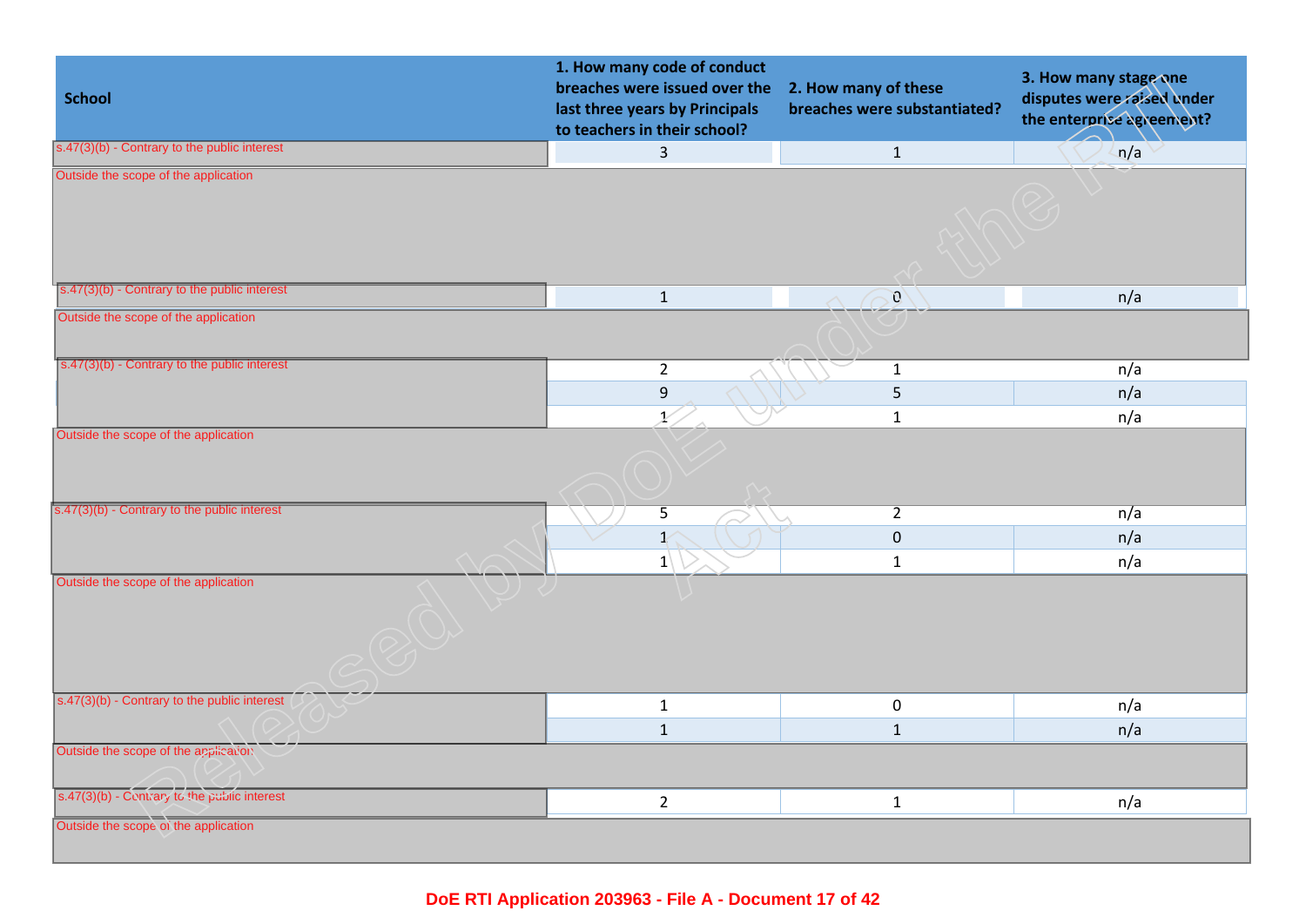| School | 1. How many code of conduct breaches were issued over the last three years by Principals to teachers in their school? | 2. How many of these breaches were substantiated? | 3. How many stage one disputes were raised under the enterprise agreement? |
|---|---|---|---|
| s.47(3)(b) - Contrary to the public interest | 3 | 1 | n/a |
| Outside the scope of the application | | | |
| s.47(3)(b) - Contrary to the public interest | 1 | 0 | n/a |
| Outside the scope of the application | | | |
| s.47(3)(b) - Contrary to the public interest | 2 | 1 | n/a |
| | 9 | 5 | n/a |
| | 1 | 1 | n/a |
| Outside the scope of the application | | | |
| s.47(3)(b) - Contrary to the public interest | 5 | 2 | n/a |
| | 1 | 0 | n/a |
| | 1 | 1 | n/a |
| Outside the scope of the application | | | |
| s.47(3)(b) - Contrary to the public interest | 1 | 0 | n/a |
| | 1 | 1 | n/a |
| Outside the scope of the application | | | |
| s.47(3)(b) - Contrary to the public interest | 2 | 1 | n/a |
| Outside the scope of the application | | | |

DoE RTI Application 203963 - File A - Document 17 of 42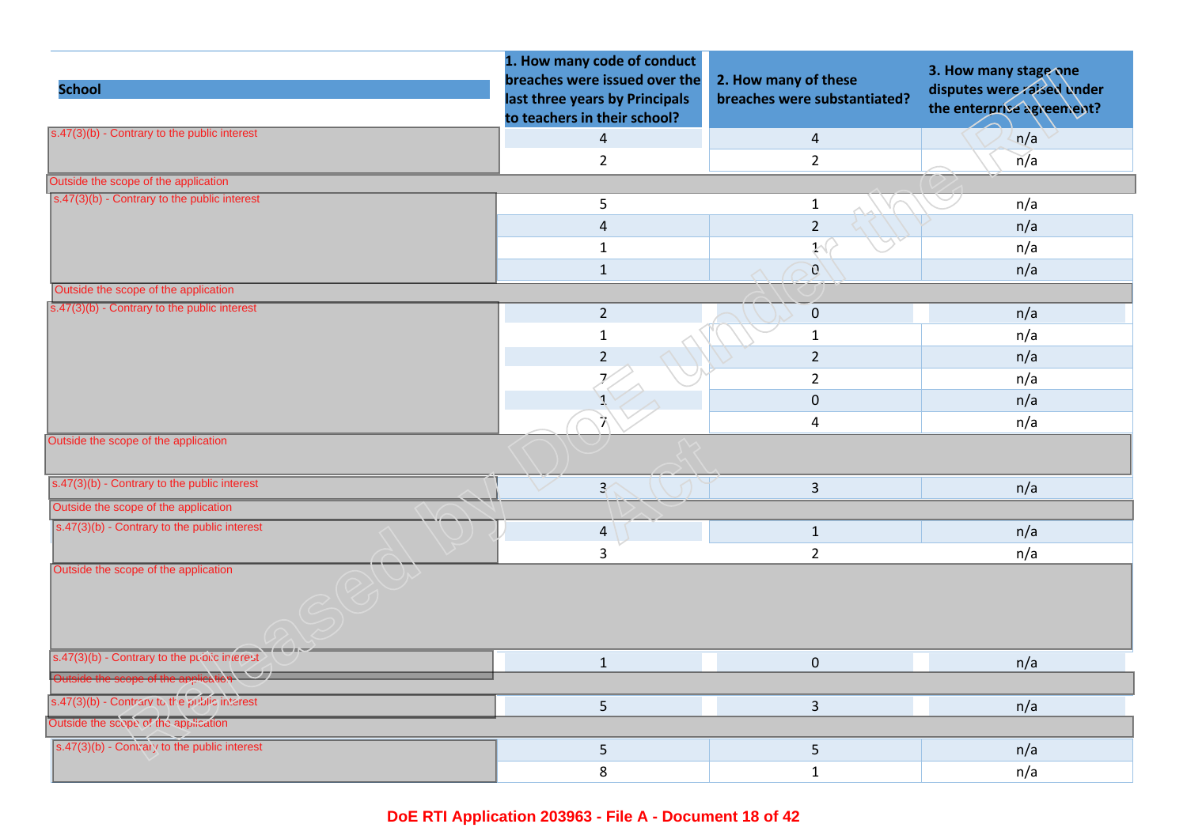| School | 1. How many code of conduct breaches were issued over the last three years by Principals to teachers in their school? | 2. How many of these breaches were substantiated? | 3. How many stage one disputes were raised under the enterprise agreement? |
|---|---|---|---|
| s.47(3)(b) - Contrary to the public interest | 4 | 4 | n/a |
| | 2 | 2 | n/a |
| Outside the scope of the application | | | |
| s.47(3)(b) - Contrary to the public interest | 5 | 1 | n/a |
| | 4 | 2 | n/a |
| | 1 | 1 | n/a |
| | 1 | 0 | n/a |
| Outside the scope of the application | | | |
| s.47(3)(b) - Contrary to the public interest | 2 | 0 | n/a |
| | 1 | 1 | n/a |
| | 2 | 2 | n/a |
| | 7 | 2 | n/a |
| | 1 | 0 | n/a |
| | 7 | 4 | n/a |
| Outside the scope of the application | | | |
| s.47(3)(b) - Contrary to the public interest | 3 | 3 | n/a |
| Outside the scope of the application | | | |
| s.47(3)(b) - Contrary to the public interest | 4 | 1 | n/a |
| | 3 | 2 | n/a |
| Outside the scope of the application | | | |
| s.47(3)(b) - Contrary to the public interest | 1 | 0 | n/a |
| Outside the scope of the application | | | |
| s.47(3)(b) - Contrary to the public interest | 5 | 3 | n/a |
| Outside the scope of the application | | | |
| s.47(3)(b) - Contrary to the public interest | 5 | 5 | n/a |
| | 8 | 1 | n/a |

DoE RTI Application 203963 - File A - Document 18 of 42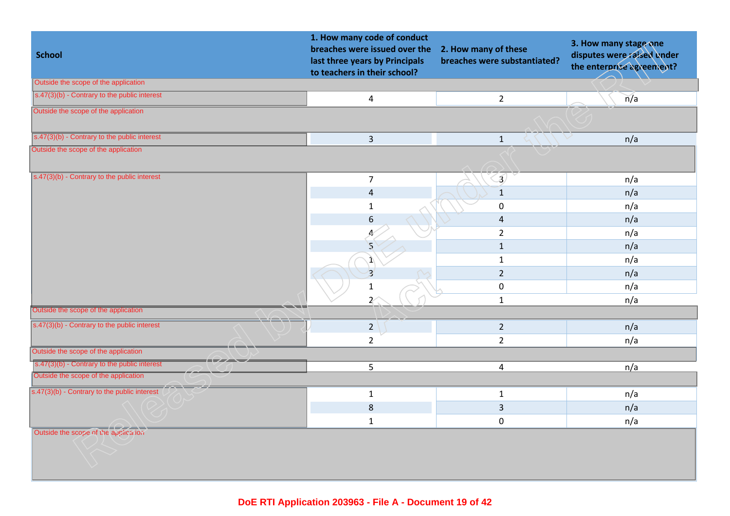| School | 1. How many code of conduct breaches were issued over the last three years by Principals to teachers in their school? | 2. How many of these breaches were substantiated? | 3. How many stage one disputes were raised under the enterprise agreement? |
|---|---|---|---|
| Outside the scope of the application | | | |
| s.47(3)(b) - Contrary to the public interest | 4 | 2 | n/a |
| Outside the scope of the application | | | |
| s.47(3)(b) - Contrary to the public interest | 3 | 1 | n/a |
| Outside the scope of the application | | | |
| s.47(3)(b) - Contrary to the public interest | 7 | 3 | n/a |
| | 4 | 1 | n/a |
| | 1 | 0 | n/a |
| | 6 | 4 | n/a |
| | 4 | 2 | n/a |
| | 5 | 1 | n/a |
| | 1 | 1 | n/a |
| | 3 | 2 | n/a |
| | 1 | 0 | n/a |
| | 2 | 1 | n/a |
| Outside the scope of the application | | | |
| s.47(3)(b) - Contrary to the public interest | 2 | 2 | n/a |
| | 2 | 2 | n/a |
| Outside the scope of the application | | | |
| s.47(3)(b) - Contrary to the public interest | 5 | 4 | n/a |
| Outside the scope of the application | | | |
| s.47(3)(b) - Contrary to the public interest | 1 | 1 | n/a |
| | 8 | 3 | n/a |
| | 1 | 0 | n/a |
| Outside the scope of the application | | | |

DoE RTI Application 203963 - File A - Document 19 of 42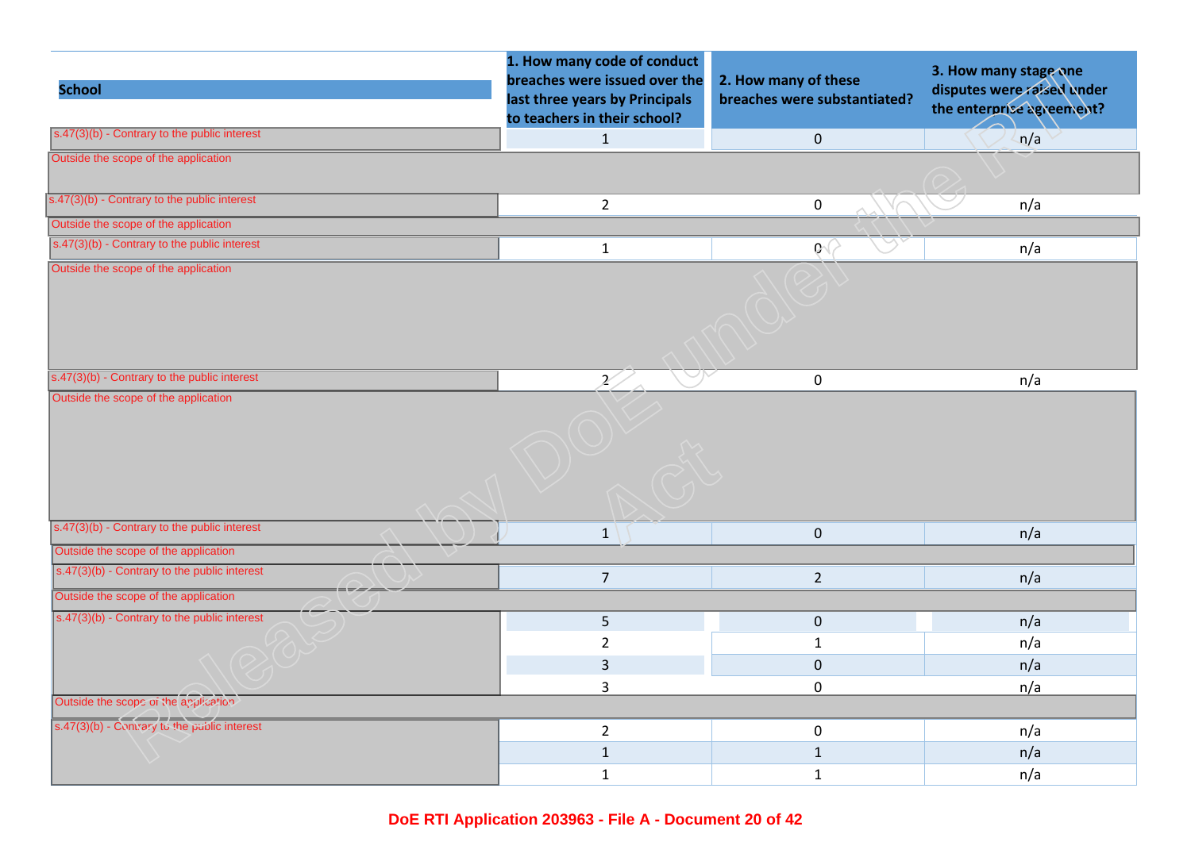| School | 1. How many code of conduct breaches were issued over the last three years by Principals to teachers in their school? | 2. How many of these breaches were substantiated? | 3. How many stage one disputes were raised under the enterprise agreement? |
|---|---|---|---|
| s.47(3)(b) - Contrary to the public interest | 1 | 0 | n/a |
| Outside the scope of the application | | | |
| s.47(3)(b) - Contrary to the public interest | 2 | 0 | n/a |
| Outside the scope of the application | | | |
| s.47(3)(b) - Contrary to the public interest | 1 | 0 | n/a |
| Outside the scope of the application | | | |
| s.47(3)(b) - Contrary to the public interest | 2 | 0 | n/a |
| Outside the scope of the application | | | |
| s.47(3)(b) - Contrary to the public interest | 1 | 0 | n/a |
| Outside the scope of the application | | | |
| s.47(3)(b) - Contrary to the public interest | 7 | 2 | n/a |
| Outside the scope of the application | | | |
| s.47(3)(b) - Contrary to the public interest | 5 | 0 | n/a |
| | 2 | 1 | n/a |
| | 3 | 0 | n/a |
| | 3 | 0 | n/a |
| Outside the scope of the application | | | |
| s.47(3)(b) - Contrary to the public interest | 2 | 0 | n/a |
| | 1 | 1 | n/a |
| | 1 | 1 | n/a |

Released by DoE under the RTI Act

DoE RTI Application 203963 - File A - Document 20 of 42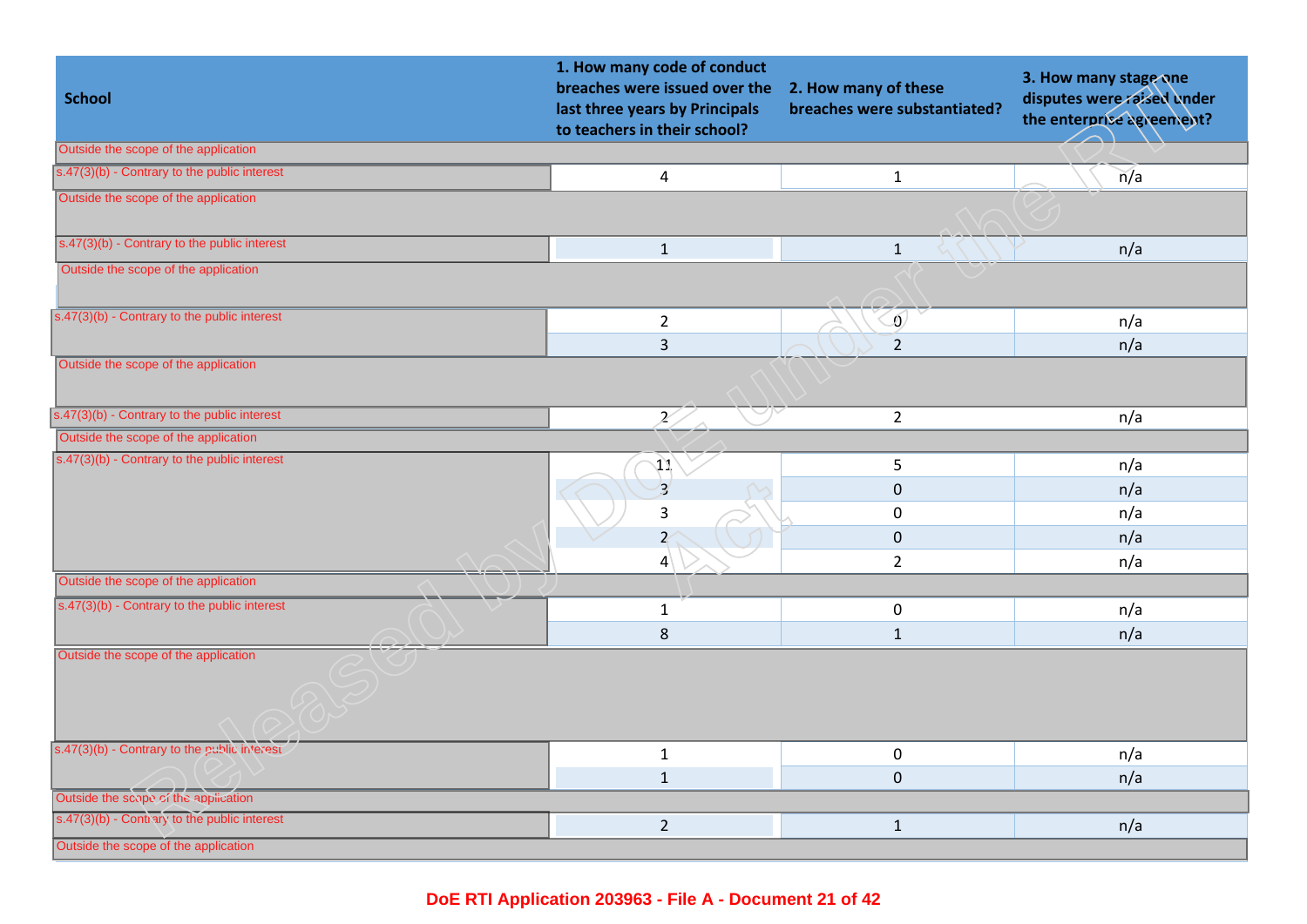| School | 1. How many code of conduct breaches were issued over the last three years by Principals to teachers in their school? | 2. How many of these breaches were substantiated? | 3. How many stage one disputes were raised under the enterprise agreement? |
|---|---|---|---|
| Outside the scope of the application | | | |
| s.47(3)(b) - Contrary to the public interest | 4 | 1 | n/a |
| Outside the scope of the application | | | |
| s.47(3)(b) - Contrary to the public interest | 1 | 1 | n/a |
| Outside the scope of the application | | | |
| s.47(3)(b) - Contrary to the public interest | 2 | 0 | n/a |
| | 3 | 2 | n/a |
| Outside the scope of the application | | | |
| s.47(3)(b) - Contrary to the public interest | 2 | 2 | n/a |
| Outside the scope of the application | | | |
| s.47(3)(b) - Contrary to the public interest | 11 | 5 | n/a |
| | 3 | 0 | n/a |
| | 3 | 0 | n/a |
| | 2 | 0 | n/a |
| | 4 | 2 | n/a |
| Outside the scope of the application | | | |
| s.47(3)(b) - Contrary to the public interest | 1 | 0 | n/a |
| | 8 | 1 | n/a |
| Outside the scope of the application | | | |
| s.47(3)(b) - Contrary to the public interest | 1 | 0 | n/a |
| | 1 | 0 | n/a |
| Outside the scope of the application | | | |
| s.47(3)(b) - Contrary to the public interest | 2 | 1 | n/a |
| Outside the scope of the application | | | |

DoE RTI Application 203963 - File A - Document 21 of 42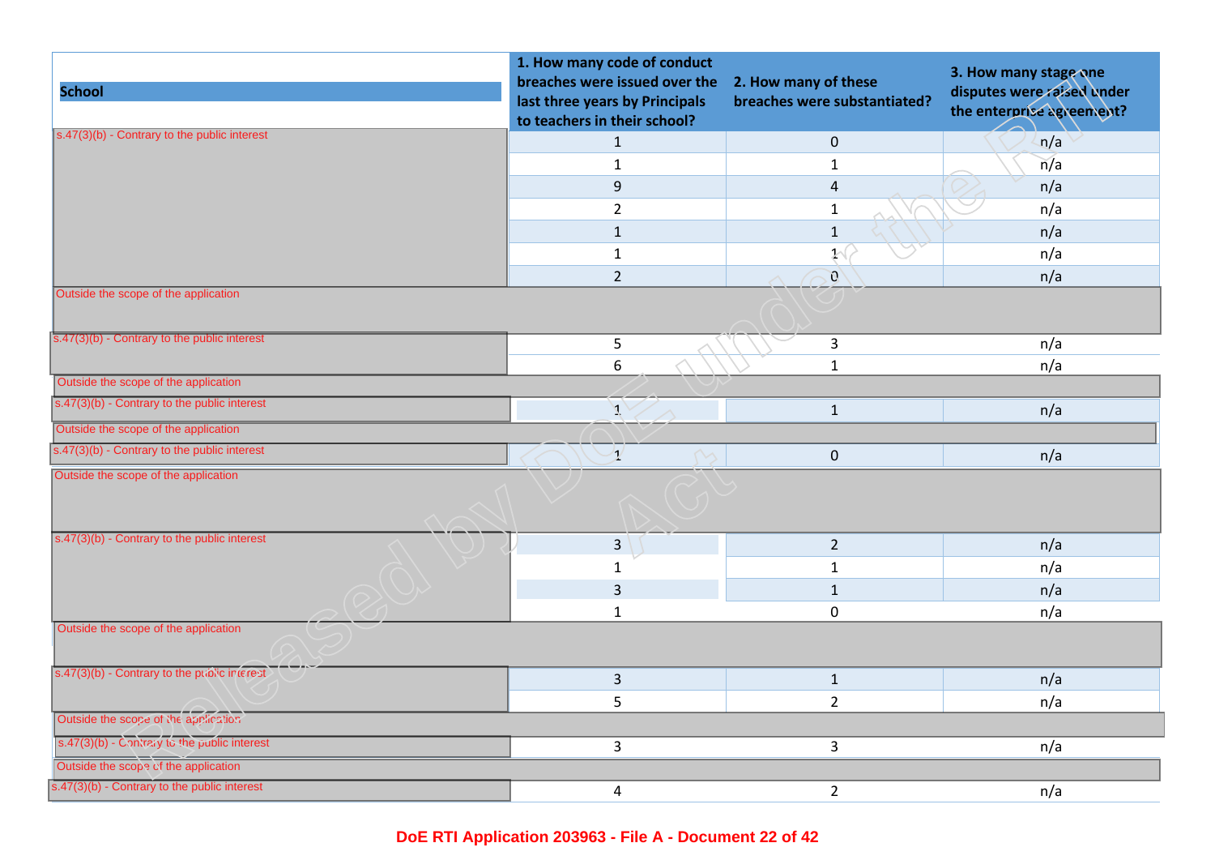| School | 1. How many code of conduct breaches were issued over the last three years by Principals to teachers in their school? | 2. How many of these breaches were substantiated? | 3. How many stage one disputes were raised under the enterprise agreement? |
|---|---|---|---|
| s.47(3)(b) - Contrary to the public interest | 1 | 0 | n/a |
| | 1 | 1 | n/a |
| | 9 | 4 | n/a |
| | 2 | 1 | n/a |
| | 1 | 1 | n/a |
| | 1 | 1 | n/a |
| | 2 | 0 | n/a |
| Outside the scope of the application | | | |
| s.47(3)(b) - Contrary to the public interest | 5 | 3 | n/a |
| | 6 | 1 | n/a |
| Outside the scope of the application | | | |
| s.47(3)(b) - Contrary to the public interest | 1 | 1 | n/a |
| Outside the scope of the application | | | |
| s.47(3)(b) - Contrary to the public interest | 1 | 0 | n/a |
| Outside the scope of the application | | | |
| s.47(3)(b) - Contrary to the public interest | 3 | 2 | n/a |
| | 1 | 1 | n/a |
| | 3 | 1 | n/a |
| | 1 | 0 | n/a |
| Outside the scope of the application | | | |
| s.47(3)(b) - Contrary to the public interest | 3 | 1 | n/a |
| | 5 | 2 | n/a |
| Outside the scope of the application | | | |
| s.47(3)(b) - Contrary to the public interest | 3 | 3 | n/a |
| Outside the scope of the application | | | |
| s.47(3)(b) - Contrary to the public interest | 4 | 2 | n/a |

DoE RTI Application 203963 - File A - Document 22 of 42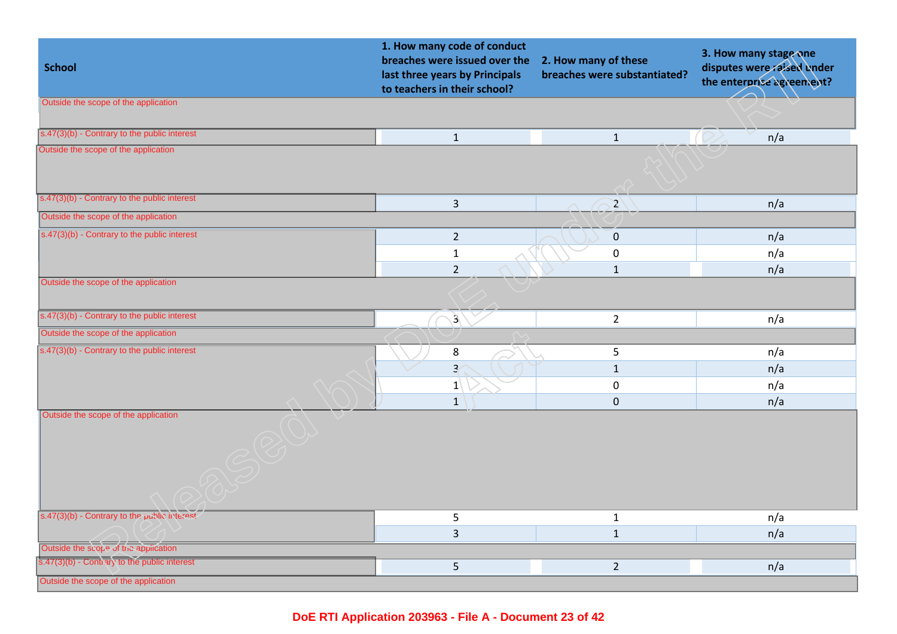| School | 1. How many code of conduct breaches were issued over the last three years by Principals to teachers in their school? | 2. How many of these breaches were substantiated? | 3. How many stage one disputes were raised under the enterprise agreement? |
|---|---|---|---|
| Outside the scope of the application | | | |
| s.47(3)(b) - Contrary to the public interest | 1 | 1 | n/a |
| Outside the scope of the application | | | |
| s.47(3)(b) - Contrary to the public interest | 3 | 2 | n/a |
| Outside the scope of the application | | | |
| s.47(3)(b) - Contrary to the public interest | 2 | 0 | n/a |
| | 1 | 0 | n/a |
| | 2 | 1 | n/a |
| Outside the scope of the application | | | |
| s.47(3)(b) - Contrary to the public interest | 3 | 2 | n/a |
| Outside the scope of the application | | | |
| s.47(3)(b) - Contrary to the public interest | 8 | 5 | n/a |
| | 3 | 1 | n/a |
| | 1 | 0 | n/a |
| | 1 | 0 | n/a |
| Outside the scope of the application | | | |
| s.47(3)(b) - Contrary to the public interest | 5 | 1 | n/a |
| | 3 | 1 | n/a |
| Outside the scope of the application | | | |
| s.47(3)(b) - Contrary to the public interest | 5 | 2 | n/a |
| Outside the scope of the application | | | |

DoE RTI Application 203963 - File A - Document 23 of 42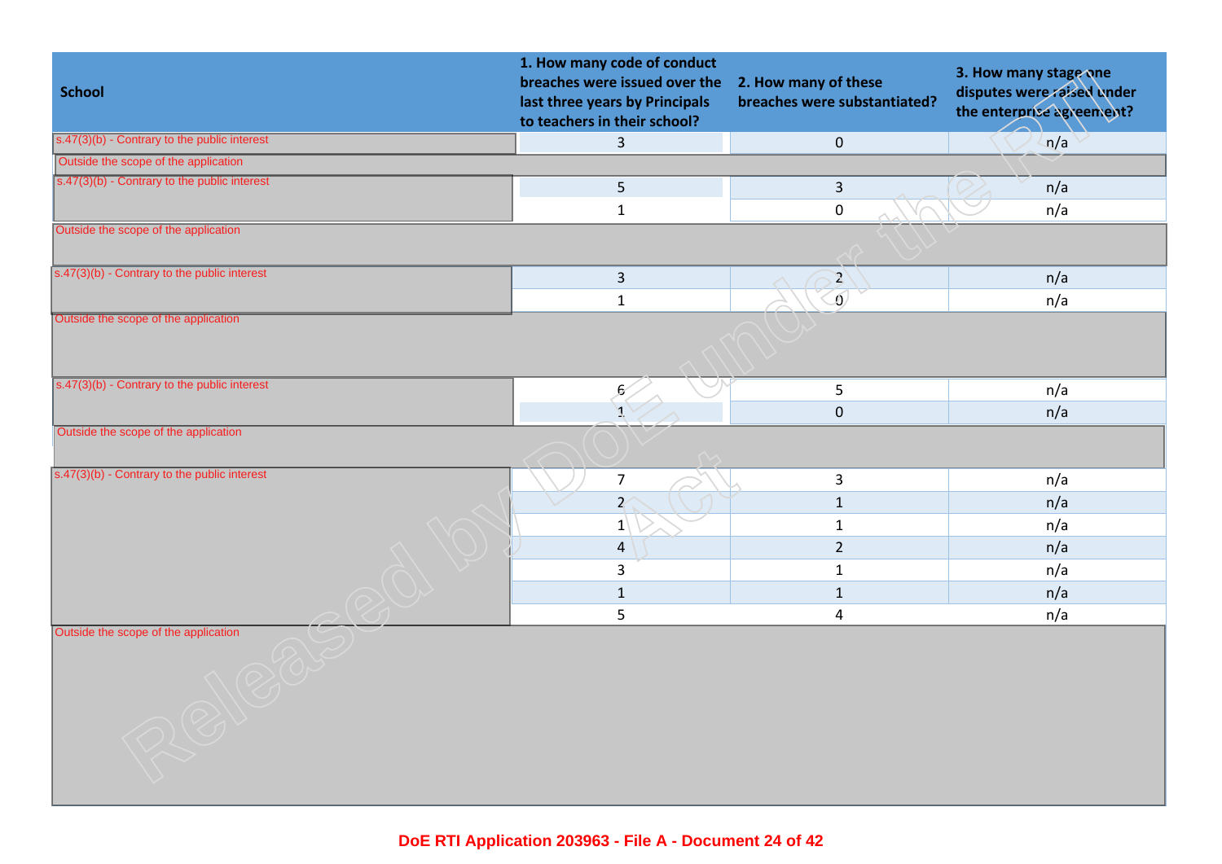| School | 1. How many code of conduct breaches were issued over the last three years by Principals to teachers in their school? | 2. How many of these breaches were substantiated? | 3. How many stage one disputes were raised under the enterprise agreement? |
| --- | --- | --- | --- |
| s.47(3)(b) - Contrary to the public interest | 3 | 0 | n/a |
| Outside the scope of the application | | | |
| s.47(3)(b) - Contrary to the public interest | 5 | 3 | n/a |
| | 1 | 0 | n/a |
| Outside the scope of the application | | | |
| s.47(3)(b) - Contrary to the public interest | 3 | 2 | n/a |
| | 1 | 0 | n/a |
| Outside the scope of the application | | | |
| s.47(3)(b) - Contrary to the public interest | 6 | 5 | n/a |
| | 1 | 0 | n/a |
| Outside the scope of the application | | | |
| s.47(3)(b) - Contrary to the public interest | 7 | 3 | n/a |
| | 2 | 1 | n/a |
| | 1 | 1 | n/a |
| | 4 | 2 | n/a |
| | 3 | 1 | n/a |
| | 1 | 1 | n/a |
| | 5 | 4 | n/a |
| Outside the scope of the application | | | |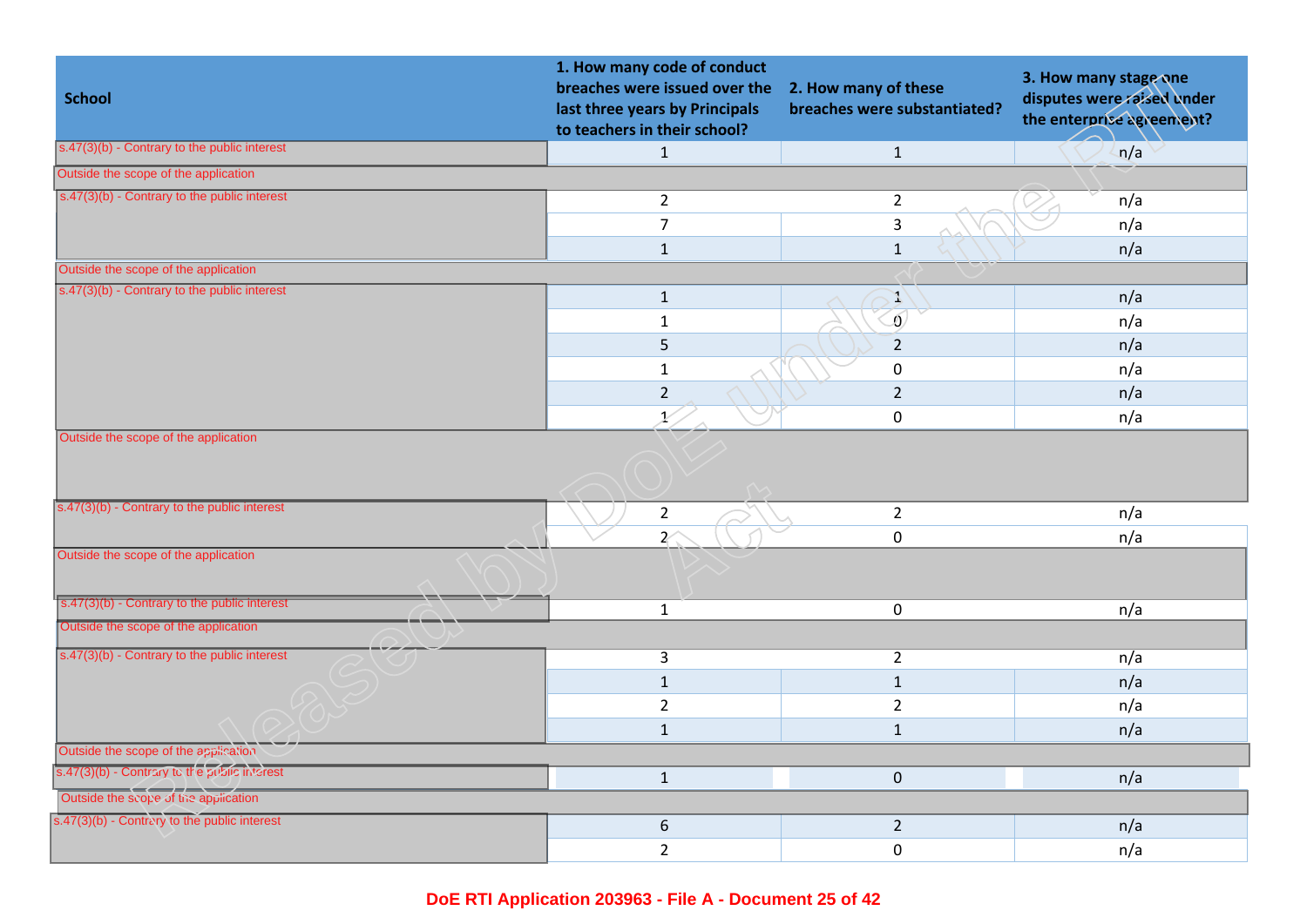| School | 1. How many code of conduct breaches were issued over the last three years by Principals to teachers in their school? | 2. How many of these breaches were substantiated? | 3. How many stage one disputes were raised under the enterprise agreement? |
|---|---|---|---|
| s.47(3)(b) - Contrary to the public interest | 1 | 1 | n/a |
| Outside the scope of the application | | | |
| s.47(3)(b) - Contrary to the public interest | 2 | 2 | n/a |
| | 7 | 3 | n/a |
| | 1 | 1 | n/a |
| Outside the scope of the application | | | |
| s.47(3)(b) - Contrary to the public interest | 1 | 1 | n/a |
| | 1 | 0 | n/a |
| | 5 | 2 | n/a |
| | 1 | 0 | n/a |
| | 2 | 2 | n/a |
| | 1 | 0 | n/a |
| Outside the scope of the application | | | |
| s.47(3)(b) - Contrary to the public interest | 2 | 2 | n/a |
| | 2 | 0 | n/a |
| Outside the scope of the application | | | |
| s.47(3)(b) - Contrary to the public interest | 1 | 0 | n/a |
| Outside the scope of the application | | | |
| s.47(3)(b) - Contrary to the public interest | 3 | 2 | n/a |
| | 1 | 1 | n/a |
| | 2 | 2 | n/a |
| | 1 | 1 | n/a |
| Outside the scope of the application | | | |
| s.47(3)(b) - Contrary to the public interest | 1 | 0 | n/a |
| Outside the scope of the application | | | |
| s.47(3)(b) - Contrary to the public interest | 6 | 2 | n/a |
| | 2 | 0 | n/a |

Released by DoE under the RTI Act

DoE RTI Application 203963 - File A - Document 25 of 42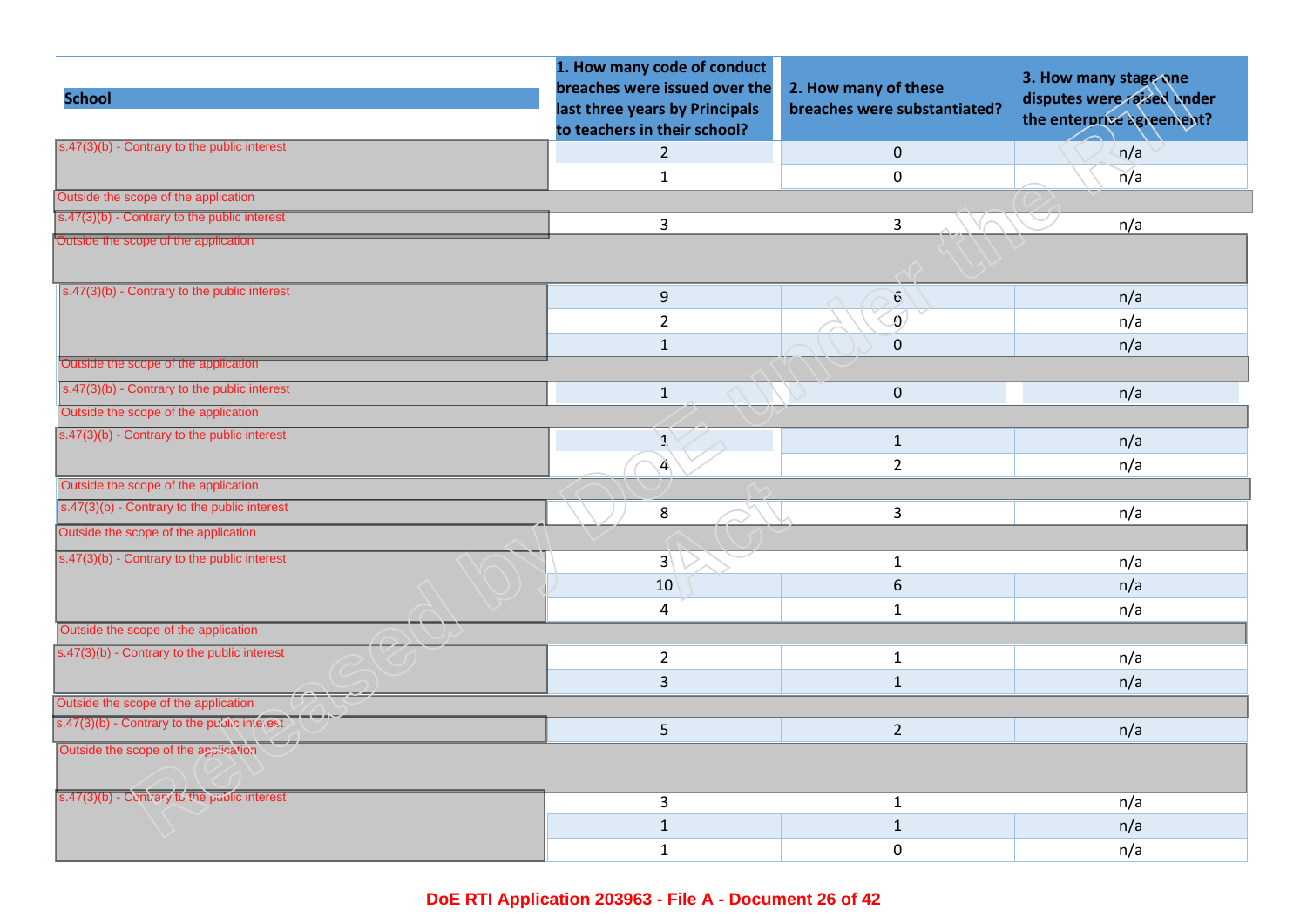| School | 1. How many code of conduct breaches were issued over the last three years by Principals to teachers in their school? | 2. How many of these breaches were substantiated? | 3. How many stage one disputes were raised under the enterprise agreement? |
|---|---|---|---|
| s.47(3)(b) - Contrary to the public interest | 2 | 0 | n/a |
| | 1 | 0 | n/a |
| Outside the scope of the application | | | |
| s.47(3)(b) - Contrary to the public interest | 3 | 3 | n/a |
| Outside the scope of the application | | | |
| s.47(3)(b) - Contrary to the public interest | 9 | 6 | n/a |
| | 2 | 0 | n/a |
| | 1 | 0 | n/a |
| Outside the scope of the application | | | |
| s.47(3)(b) - Contrary to the public interest | 1 | 0 | n/a |
| Outside the scope of the application | | | |
| s.47(3)(b) - Contrary to the public interest | 1 | 1 | n/a |
| | 4 | 2 | n/a |
| Outside the scope of the application | | | |
| s.47(3)(b) - Contrary to the public interest | 8 | 3 | n/a |
| Outside the scope of the application | | | |
| s.47(3)(b) - Contrary to the public interest | 3 | 1 | n/a |
| | 10 | 6 | n/a |
| | 4 | 1 | n/a |
| Outside the scope of the application | | | |
| s.47(3)(b) - Contrary to the public interest | 2 | 1 | n/a |
| | 3 | 1 | n/a |
| Outside the scope of the application | | | |
| s.47(3)(b) - Contrary to the public interest | 5 | 2 | n/a |
| Outside the scope of the application | | | |
| s.47(3)(b) - Contrary to the public interest | 3 | 1 | n/a |
| | 1 | 1 | n/a |
| | 1 | 0 | n/a |

DoE RTI Application 203963 - File A - Document 26 of 42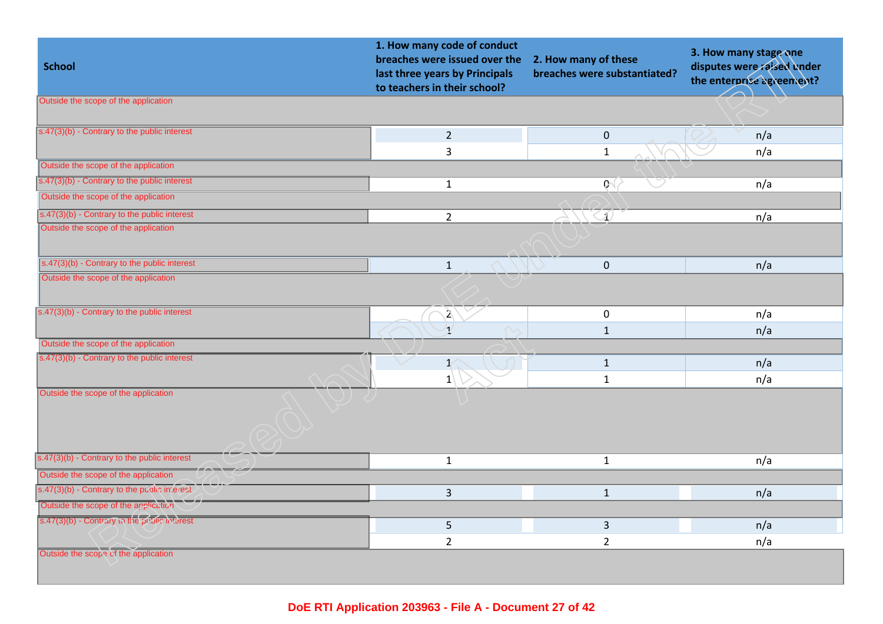| School | 1. How many code of conduct breaches were issued over the last three years by Principals to teachers in their school? | 2. How many of these breaches were substantiated? | 3. How many stage one disputes were raised under the enterprise agreement? |
|---|---|---|---|
| Outside the scope of the application | | | |
| s.47(3)(b) - Contrary to the public interest | 2 | 0 | n/a |
| | 3 | 1 | n/a |
| Outside the scope of the application | | | |
| s.47(3)(b) - Contrary to the public interest | 1 | 0 | n/a |
| Outside the scope of the application | | | |
| s.47(3)(b) - Contrary to the public interest | 2 | 1 | n/a |
| Outside the scope of the application | | | |
| s.47(3)(b) - Contrary to the public interest | 1 | 0 | n/a |
| Outside the scope of the application | | | |
| s.47(3)(b) - Contrary to the public interest | 2 | 0 | n/a |
| | 1 | 1 | n/a |
| Outside the scope of the application | | | |
| s.47(3)(b) - Contrary to the public interest | 1 | 1 | n/a |
| | 1 | 1 | n/a |
| Outside the scope of the application | | | |
| s.47(3)(b) - Contrary to the public interest | 1 | 1 | n/a |
| Outside the scope of the application | | | |
| s.47(3)(b) - Contrary to the public interest | 3 | 1 | n/a |
| Outside the scope of the application | | | |
| s.47(3)(b) - Contrary to the public interest | 5 | 3 | n/a |
| | 2 | 2 | n/a |
| Outside the scope of the application | | | |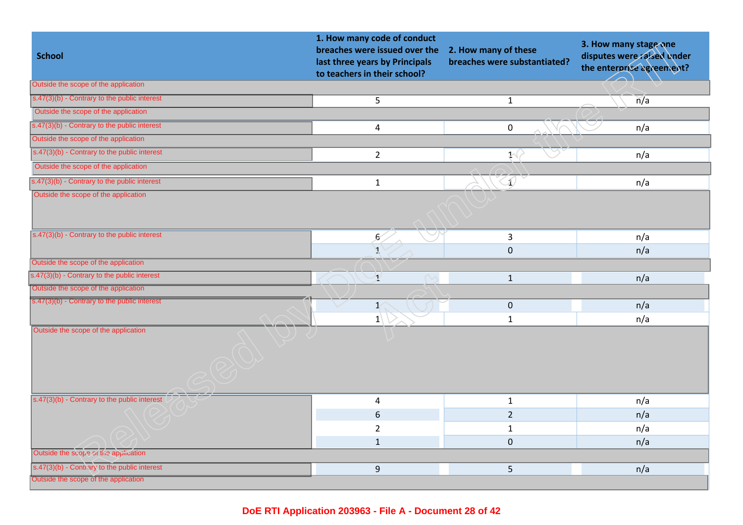| School | 1. How many code of conduct breaches were issued over the last three years by Principals to teachers in their school? | 2. How many of these breaches were substantiated? | 3. How many stage one disputes were raised under the enterprise agreement? |
|---|---|---|---|
| Outside the scope of the application | | | |
| s.47(3)(b) - Contrary to the public interest | 5 | 1 | n/a |
| Outside the scope of the application | | | |
| s.47(3)(b) - Contrary to the public interest | 4 | 0 | n/a |
| Outside the scope of the application | | | |
| s.47(3)(b) - Contrary to the public interest | 2 | 1 | n/a |
| Outside the scope of the application | | | |
| s.47(3)(b) - Contrary to the public interest | 1 | 1 | n/a |
| Outside the scope of the application | | | |
| s.47(3)(b) - Contrary to the public interest | 6 | 3 | n/a |
| | 1 | 0 | n/a |
| Outside the scope of the application | | | |
| s.47(3)(b) - Contrary to the public interest | 1 | 1 | n/a |
| Outside the scope of the application | | | |
| s.47(3)(b) - Contrary to the public interest | 1 | 0 | n/a |
| | 1 | 1 | n/a |
| Outside the scope of the application | | | |
| s.47(3)(b) - Contrary to the public interest | 4 | 1 | n/a |
| | 6 | 2 | n/a |
| | 2 | 1 | n/a |
| | 1 | 0 | n/a |
| Outside the scope of the application | | | |
| s.47(3)(b) - Contrary to the public interest | 9 | 5 | n/a |
| Outside the scope of the application | | | |

DoE RTI Application 203963 - File A - Document 28 of 42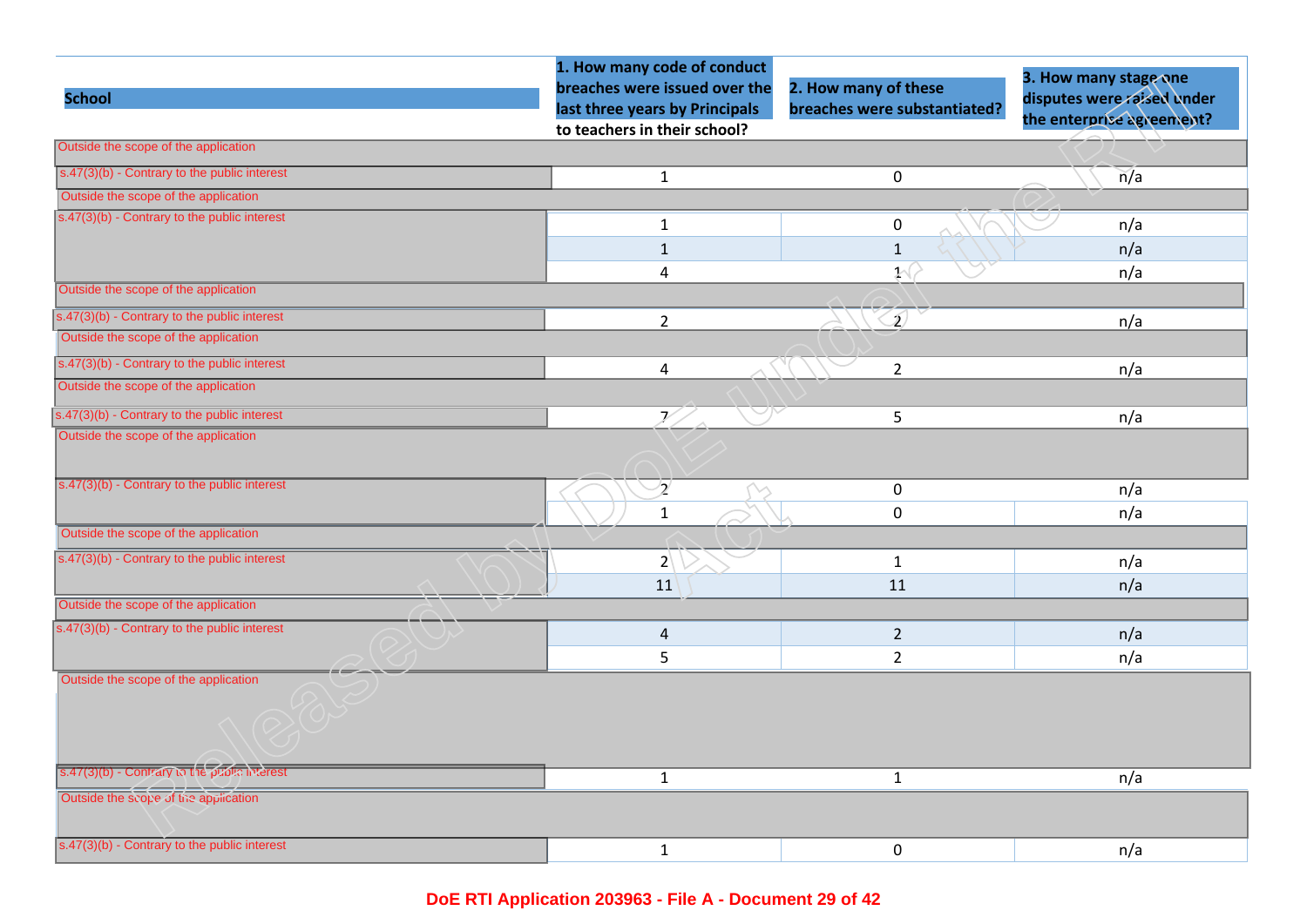| School | 1. How many code of conduct breaches were issued over the last three years by Principals to teachers in their school? | 2. How many of these breaches were substantiated? | 3. How many stage one disputes were raised under the enterprise agreement? |
|---|---|---|---|
| Outside the scope of the application | | | |
| s.47(3)(b) - Contrary to the public interest | 1 | 0 | n/a |
| Outside the scope of the application | | | |
| s.47(3)(b) - Contrary to the public interest | 1 | 0 | n/a |
| | 1 | 1 | n/a |
| | 4 | 1 | n/a |
| Outside the scope of the application | | | |
| s.47(3)(b) - Contrary to the public interest | 2 | 2 | n/a |
| Outside the scope of the application | | | |
| s.47(3)(b) - Contrary to the public interest | 4 | 2 | n/a |
| Outside the scope of the application | | | |
| s.47(3)(b) - Contrary to the public interest | 7 | 5 | n/a |
| Outside the scope of the application | | | |
| s.47(3)(b) - Contrary to the public interest | 2 | 0 | n/a |
| | 1 | 0 | n/a |
| Outside the scope of the application | | | |
| s.47(3)(b) - Contrary to the public interest | 2 | 1 | n/a |
| | 11 | 11 | n/a |
| Outside the scope of the application | | | |
| s.47(3)(b) - Contrary to the public interest | 4 | 2 | n/a |
| | 5 | 2 | n/a |
| Outside the scope of the application | | | |
| s.47(3)(b) - Contrary to the public interest | 1 | 1 | n/a |
| Outside the scope of the application | | | |
| s.47(3)(b) - Contrary to the public interest | 1 | 0 | n/a |

DoE RTI Application 203963 - File A - Document 29 of 42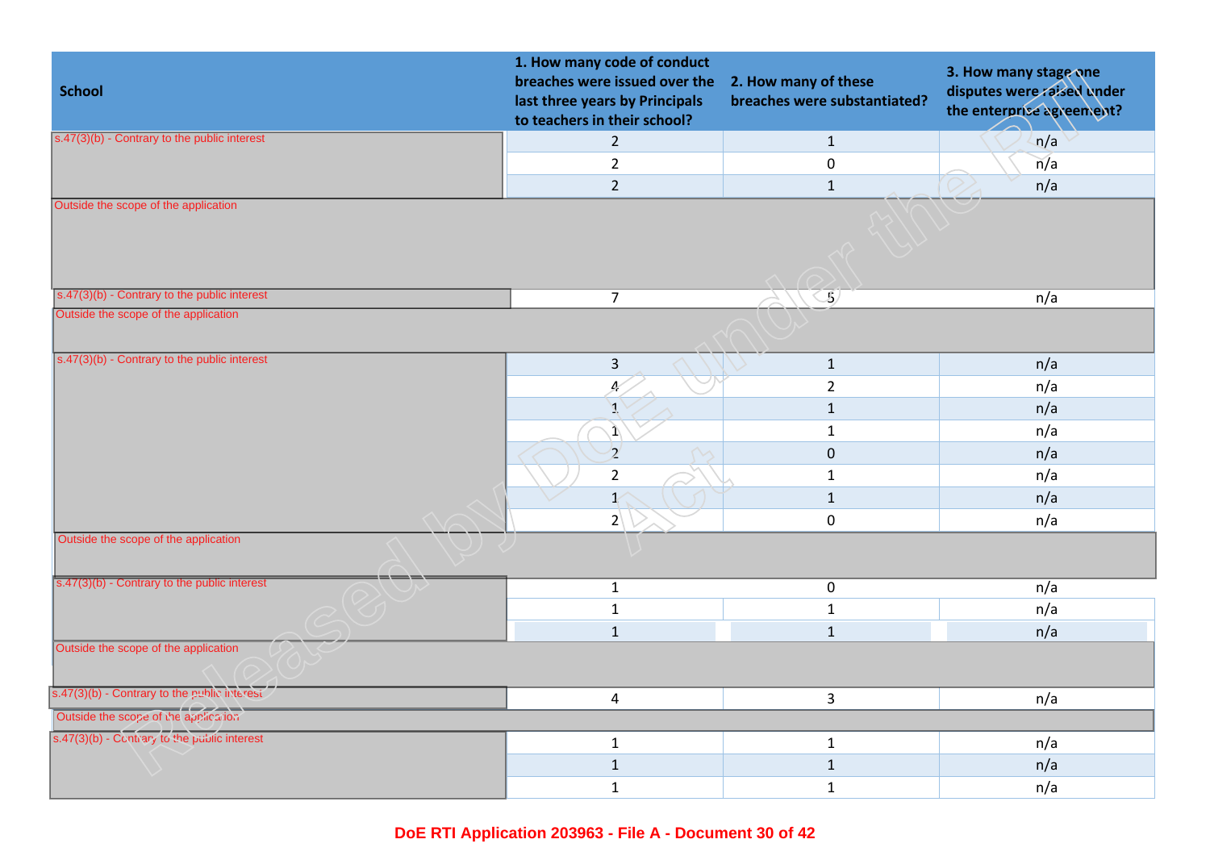| School | 1. How many code of conduct breaches were issued over the last three years by Principals to teachers in their school? | 2. How many of these breaches were substantiated? | 3. How many stage one disputes were raised under the enterprise agreement? |
|---|---|---|---|
| s.47(3)(b) - Contrary to the public interest | 2 | 1 | n/a |
| | 2 | 0 | n/a |
| | 2 | 1 | n/a |
| Outside the scope of the application | | | |
| s.47(3)(b) - Contrary to the public interest | 7 | 5 | n/a |
| Outside the scope of the application | | | |
| s.47(3)(b) - Contrary to the public interest | 3 | 1 | n/a |
| | 4 | 2 | n/a |
| | 1 | 1 | n/a |
| | 1 | 1 | n/a |
| | 2 | 0 | n/a |
| | 2 | 1 | n/a |
| | 1 | 1 | n/a |
| | 2 | 0 | n/a |
| Outside the scope of the application | | | |
| s.47(3)(b) - Contrary to the public interest | 1 | 0 | n/a |
| | 1 | 1 | n/a |
| | 1 | 1 | n/a |
| Outside the scope of the application | | | |
| s.47(3)(b) - Contrary to the public interest | 4 | 3 | n/a |
| Outside the scope of the application | | | |
| s.47(3)(b) - Contrary to the public interest | 1 | 1 | n/a |
| | 1 | 1 | n/a |
| | 1 | 1 | n/a |

DoE RTI Application 203963 - File A - Document 30 of 42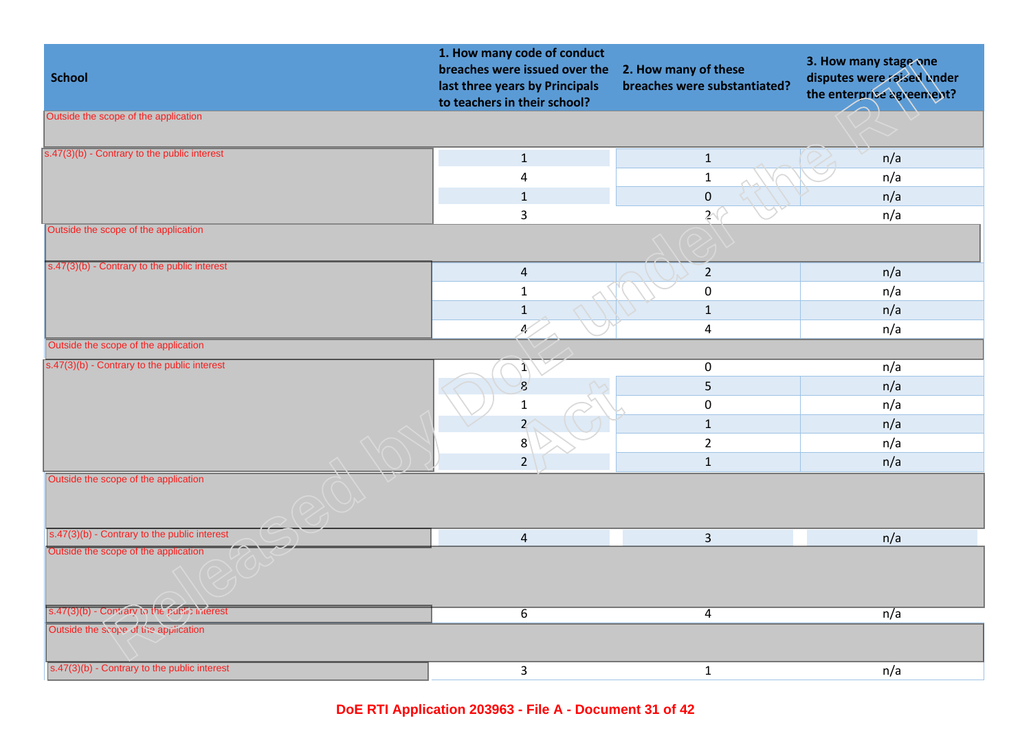| School | 1. How many code of conduct breaches were issued over the last three years by Principals to teachers in their school? | 2. How many of these breaches were substantiated? | 3. How many stage one disputes were raised under the enterprise agreement? |
|---|---|---|---|
| Outside the scope of the application | | | |
| s.47(3)(b) - Contrary to the public interest | 1 | 1 | n/a |
| | 4 | 1 | n/a |
| | 1 | 0 | n/a |
| | 3 | 2 | n/a |
| Outside the scope of the application | | | |
| s.47(3)(b) - Contrary to the public interest | 4 | 2 | n/a |
| | 1 | 0 | n/a |
| | 1 | 1 | n/a |
| | 4 | 4 | n/a |
| Outside the scope of the application | | | |
| s.47(3)(b) - Contrary to the public interest | 1 | 0 | n/a |
| | 8 | 5 | n/a |
| | 1 | 0 | n/a |
| | 2 | 1 | n/a |
| | 8 | 2 | n/a |
| | 2 | 1 | n/a |
| Outside the scope of the application | | | |
| s.47(3)(b) - Contrary to the public interest | 4 | 3 | n/a |
| Outside the scope of the application | | | |
| s.47(3)(b) - Contrary to the public interest | 6 | 4 | n/a |
| Outside the scope of the application | | | |
| s.47(3)(b) - Contrary to the public interest | 3 | 1 | n/a |

DoE RTI Application 203963 - File A - Document 31 of 42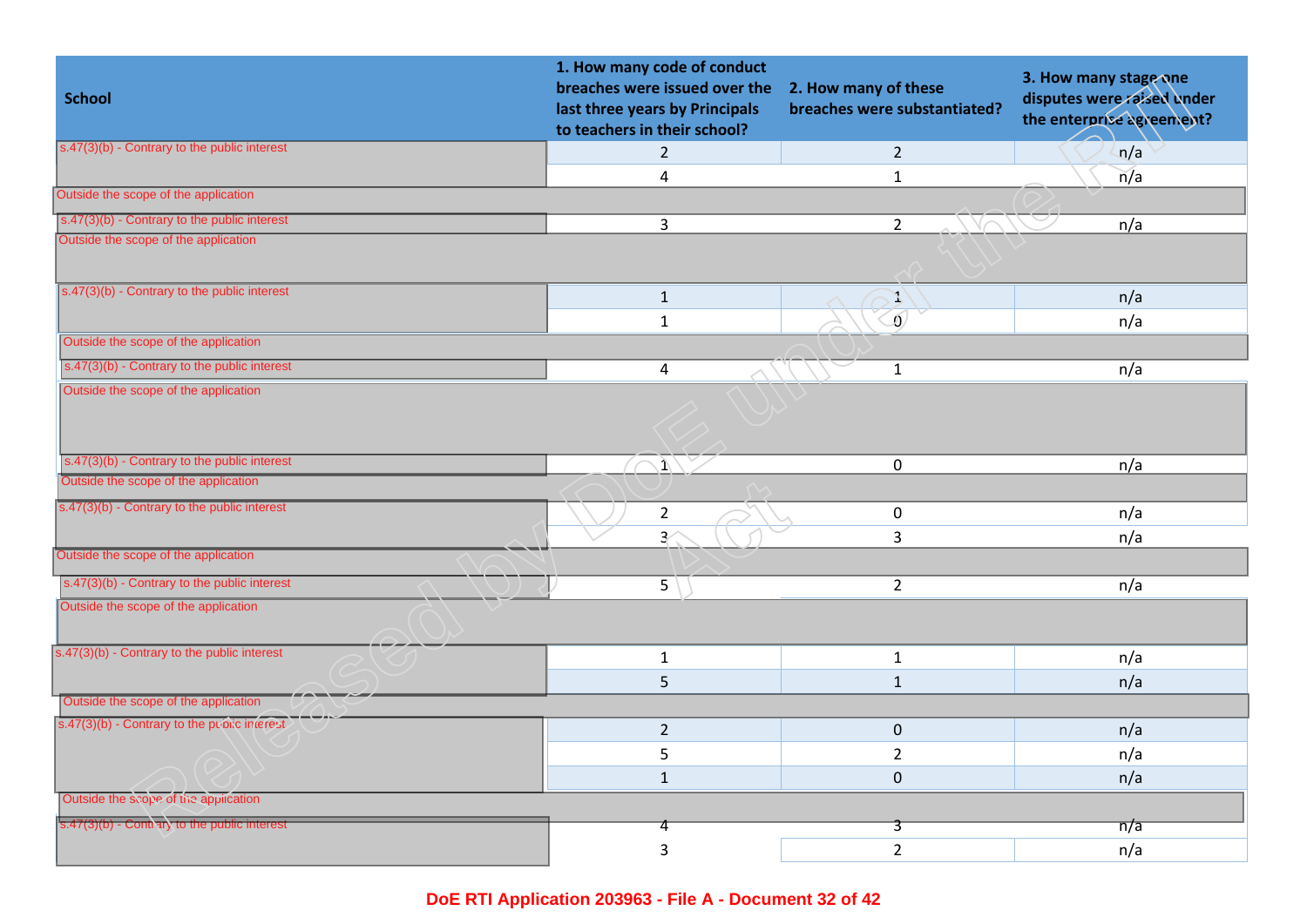| School | 1. How many code of conduct breaches were issued over the last three years by Principals to teachers in their school? | 2. How many of these breaches were substantiated? | 3. How many stage one disputes were raised under the enterprise agreement? |
|---|---|---|---|
| s.47(3)(b) - Contrary to the public interest | 2 | 2 | n/a |
| | 4 | 1 | n/a |
| Outside the scope of the application | | | |
| s.47(3)(b) - Contrary to the public interest | 3 | 2 | n/a |
| Outside the scope of the application | | | |
| s.47(3)(b) - Contrary to the public interest | 1 | 1 | n/a |
| | 1 | 0 | n/a |
| Outside the scope of the application | | | |
| s.47(3)(b) - Contrary to the public interest | 4 | 1 | n/a |
| Outside the scope of the application | | | |
| s.47(3)(b) - Contrary to the public interest | 1 | 0 | n/a |
| Outside the scope of the application | | | |
| s.47(3)(b) - Contrary to the public interest | 2 | 0 | n/a |
| | 3 | 3 | n/a |
| Outside the scope of the application | | | |
| s.47(3)(b) - Contrary to the public interest | 5 | 2 | n/a |
| Outside the scope of the application | | | |
| s.47(3)(b) - Contrary to the public interest | 1 | 1 | n/a |
| | 5 | 1 | n/a |
| Outside the scope of the application | | | |
| s.47(3)(b) - Contrary to the public interest | 2 | 0 | n/a |
| | 5 | 2 | n/a |
| | 1 | 0 | n/a |
| Outside the scope of the application | | | |
| s.47(3)(b) - Contrary to the public interest | 4 | 3 | n/a |
| | 3 | 2 | n/a |

DoE RTI Application 203963 - File A - Document 32 of 42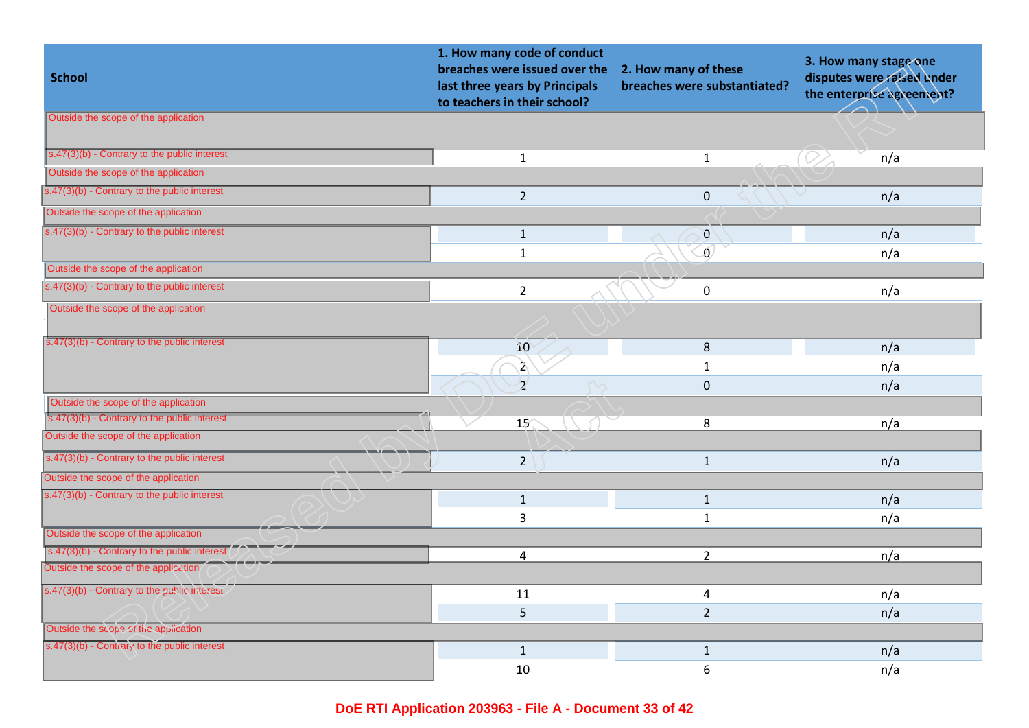| School | 1. How many code of conduct breaches were issued over the last three years by Principals to teachers in their school? | 2. How many of these breaches were substantiated? | 3. How many stage one disputes were raised under the enterprise agreement? |
|---|---|---|---|
| Outside the scope of the application | | | |
| s.47(3)(b) - Contrary to the public interest | 1 | 1 | n/a |
| Outside the scope of the application | | | |
| s.47(3)(b) - Contrary to the public interest | 2 | 0 | n/a |
| Outside the scope of the application | | | |
| s.47(3)(b) - Contrary to the public interest | 1 | 0 | n/a |
| | 1 | 0 | n/a |
| Outside the scope of the application | | | |
| s.47(3)(b) - Contrary to the public interest | 2 | 0 | n/a |
| Outside the scope of the application | | | |
| s.47(3)(b) - Contrary to the public interest | 10 | 8 | n/a |
| | 2 | 1 | n/a |
| | 2 | 0 | n/a |
| Outside the scope of the application | | | |
| s.47(3)(b) - Contrary to the public interest | 15 | 8 | n/a |
| Outside the scope of the application | | | |
| s.47(3)(b) - Contrary to the public interest | 2 | 1 | n/a |
| Outside the scope of the application | | | |
| s.47(3)(b) - Contrary to the public interest | 1 | 1 | n/a |
| | 3 | 1 | n/a |
| Outside the scope of the application | | | |
| s.47(3)(b) - Contrary to the public interest | 4 | 2 | n/a |
| Outside the scope of the application | | | |
| s.47(3)(b) - Contrary to the public interest | 11 | 4 | n/a |
| | 5 | 2 | n/a |
| Outside the scope of the application | | | |
| s.47(3)(b) - Contrary to the public interest | 1 | 1 | n/a |
| | 10 | 6 | n/a |

DoE RTI Application 203963 - File A - Document 33 of 42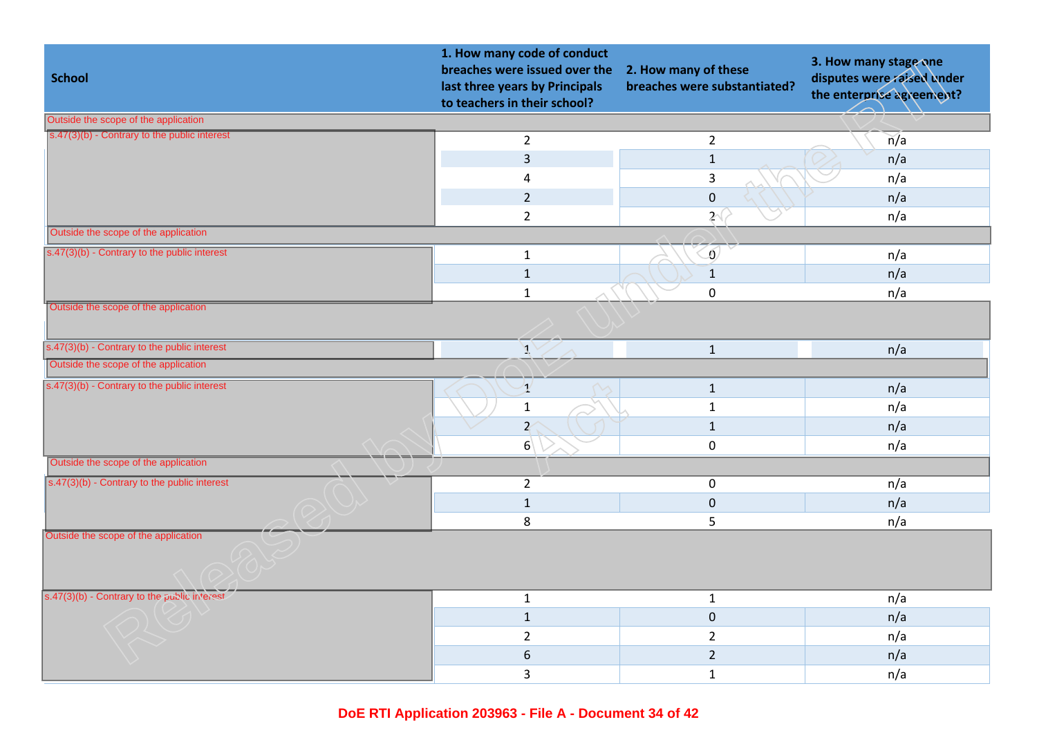| School | 1. How many code of conduct breaches were issued over the last three years by Principals to teachers in their school? | 2. How many of these breaches were substantiated? | 3. How many stage one disputes were raised under the enterprise agreement? |
|---|---|---|---|
| Outside the scope of the application | | | |
| s.47(3)(b) - Contrary to the public interest | 2 | 2 | n/a |
| | 3 | 1 | n/a |
| | 4 | 3 | n/a |
| | 2 | 0 | n/a |
| | 2 | 2 | n/a |
| Outside the scope of the application | | | |
| s.47(3)(b) - Contrary to the public interest | 1 | 0 | n/a |
| | 1 | 1 | n/a |
| | 1 | 0 | n/a |
| Outside the scope of the application | | | |
| s.47(3)(b) - Contrary to the public interest | 1 | 1 | n/a |
| Outside the scope of the application | | | |
| s.47(3)(b) - Contrary to the public interest | 1 | 1 | n/a |
| | 1 | 1 | n/a |
| | 2 | 1 | n/a |
| | 6 | 0 | n/a |
| Outside the scope of the application | | | |
| s.47(3)(b) - Contrary to the public interest | 2 | 0 | n/a |
| | 1 | 0 | n/a |
| | 8 | 5 | n/a |
| Outside the scope of the application | | | |
| s.47(3)(b) - Contrary to the public interest | 1 | 1 | n/a |
| | 1 | 0 | n/a |
| | 2 | 2 | n/a |
| | 6 | 2 | n/a |
| | 3 | 1 | n/a |

Released by DoE under the RTI Act

DoE RTI Application 203963 - File A - Document 34 of 42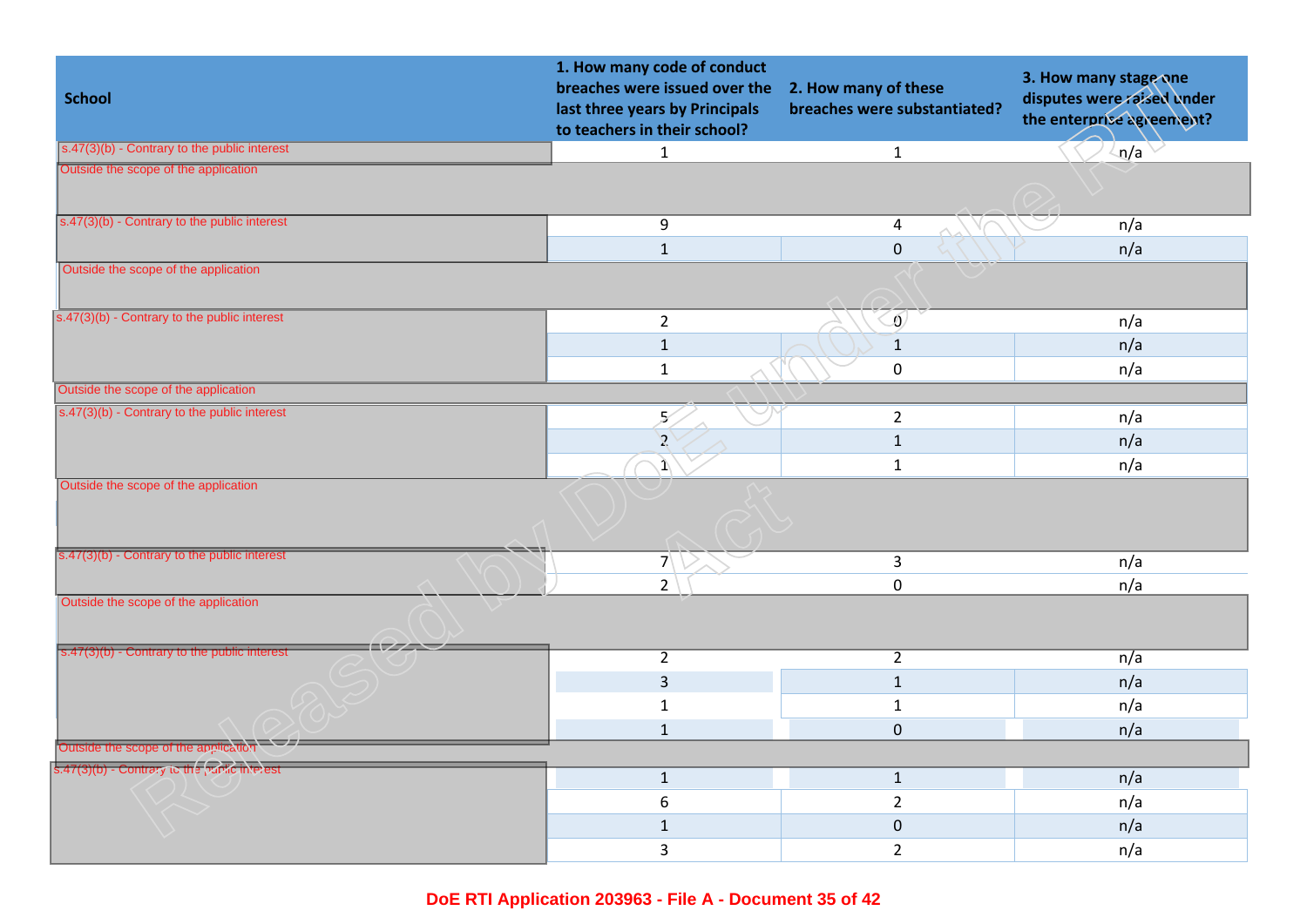| School | 1. How many code of conduct breaches were issued over the last three years by Principals to teachers in their school? | 2. How many of these breaches were substantiated? | 3. How many stage one disputes were raised under the enterprise agreement? |
|---|---|---|---|
| s.47(3)(b) - Contrary to the public interest | 1 | 1 | n/a |
| Outside the scope of the application | | | |
| s.47(3)(b) - Contrary to the public interest | 9 | 4 | n/a |
| | 1 | 0 | n/a |
| Outside the scope of the application | | | |
| s.47(3)(b) - Contrary to the public interest | 2 | 0 | n/a |
| | 1 | 1 | n/a |
| | 1 | 0 | n/a |
| Outside the scope of the application | | | |
| s.47(3)(b) - Contrary to the public interest | 5 | 2 | n/a |
| | 2 | 1 | n/a |
| | 1 | 1 | n/a |
| Outside the scope of the application | | | |
| s.47(3)(b) - Contrary to the public interest | 7 | 3 | n/a |
| | 2 | 0 | n/a |
| Outside the scope of the application | | | |
| s.47(3)(b) - Contrary to the public interest | 2 | 2 | n/a |
| | 3 | 1 | n/a |
| | 1 | 1 | n/a |
| | 1 | 0 | n/a |
| Outside the scope of the application | | | |
| s.47(3)(b) - Contrary to the public interest | 1 | 1 | n/a |
| | 6 | 2 | n/a |
| | 1 | 0 | n/a |
| | 3 | 2 | n/a |

DoE RTI Application 203963 - File A - Document 35 of 42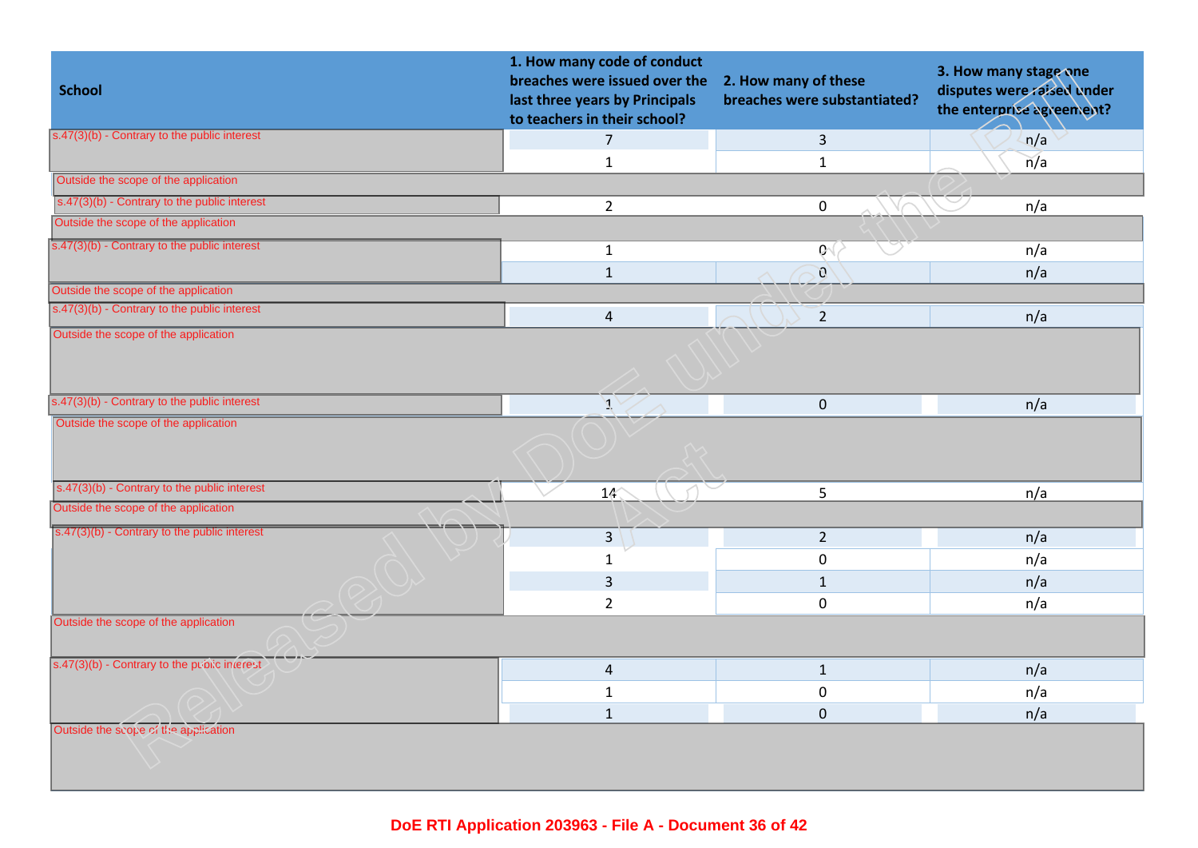| School | 1. How many code of conduct breaches were issued over the last three years by Principals to teachers in their school? | 2. How many of these breaches were substantiated? | 3. How many stage one disputes were raised under the enterprise agreement? |
|---|---|---|---|
| s.47(3)(b) - Contrary to the public interest | 7 | 3 | n/a |
| | 1 | 1 | n/a |
| Outside the scope of the application | | | |
| s.47(3)(b) - Contrary to the public interest | 2 | 0 | n/a |
| Outside the scope of the application | | | |
| s.47(3)(b) - Contrary to the public interest | 1 | 0 | n/a |
| | 1 | 0 | n/a |
| Outside the scope of the application | | | |
| s.47(3)(b) - Contrary to the public interest | 4 | 2 | n/a |
| Outside the scope of the application | | | |
| s.47(3)(b) - Contrary to the public interest | 1 | 0 | n/a |
| Outside the scope of the application | | | |
| s.47(3)(b) - Contrary to the public interest | 14 | 5 | n/a |
| Outside the scope of the application | | | |
| s.47(3)(b) - Contrary to the public interest | 3 | 2 | n/a |
| | 1 | 0 | n/a |
| | 3 | 1 | n/a |
| | 2 | 0 | n/a |
| Outside the scope of the application | | | |
| s.47(3)(b) - Contrary to the public interest | 4 | 1 | n/a |
| | 1 | 0 | n/a |
| | 1 | 0 | n/a |
| Outside the scope of the application | | | |

Released by DoE under the RTI Act

DoE RTI Application 203963 - File A - Document 36 of 42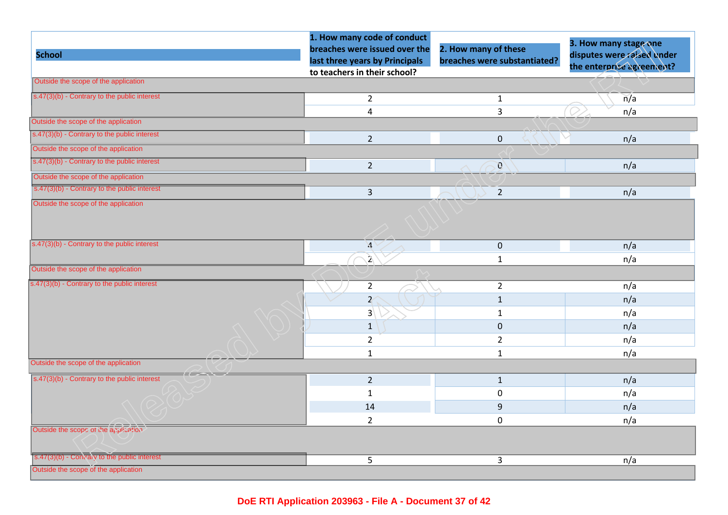| School | 1. How many code of conduct breaches were issued over the last three years by Principals to teachers in their school? | 2. How many of these breaches were substantiated? | 3. How many stage one disputes were raised under the enterprise agreement? |
|---|---|---|---|
| Outside the scope of the application | | | |
| s.47(3)(b) - Contrary to the public interest | 2 | 1 | n/a |
| | 4 | 3 | n/a |
| Outside the scope of the application | | | |
| s.47(3)(b) - Contrary to the public interest | 2 | 0 | n/a |
| Outside the scope of the application | | | |
| s.47(3)(b) - Contrary to the public interest | 2 | 0 | n/a |
| Outside the scope of the application | | | |
| s.47(3)(b) - Contrary to the public interest | 3 | 2 | n/a |
| Outside the scope of the application | | | |
| s.47(3)(b) - Contrary to the public interest | 4 | 0 | n/a |
| | 2 | 1 | n/a |
| Outside the scope of the application | | | |
| s.47(3)(b) - Contrary to the public interest | 2 | 2 | n/a |
| | 2 | 1 | n/a |
| | 3 | 1 | n/a |
| | 1 | 0 | n/a |
| | 2 | 2 | n/a |
| | 1 | 1 | n/a |
| Outside the scope of the application | | | |
| s.47(3)(b) - Contrary to the public interest | 2 | 1 | n/a |
| | 1 | 0 | n/a |
| | 14 | 9 | n/a |
| | 2 | 0 | n/a |
| Outside the scope of the application | | | |
| s.47(3)(b) - Contrary to the public interest | 5 | 3 | n/a |
| Outside the scope of the application | | | |

DoE RTI Application 203963 - File A - Document 37 of 42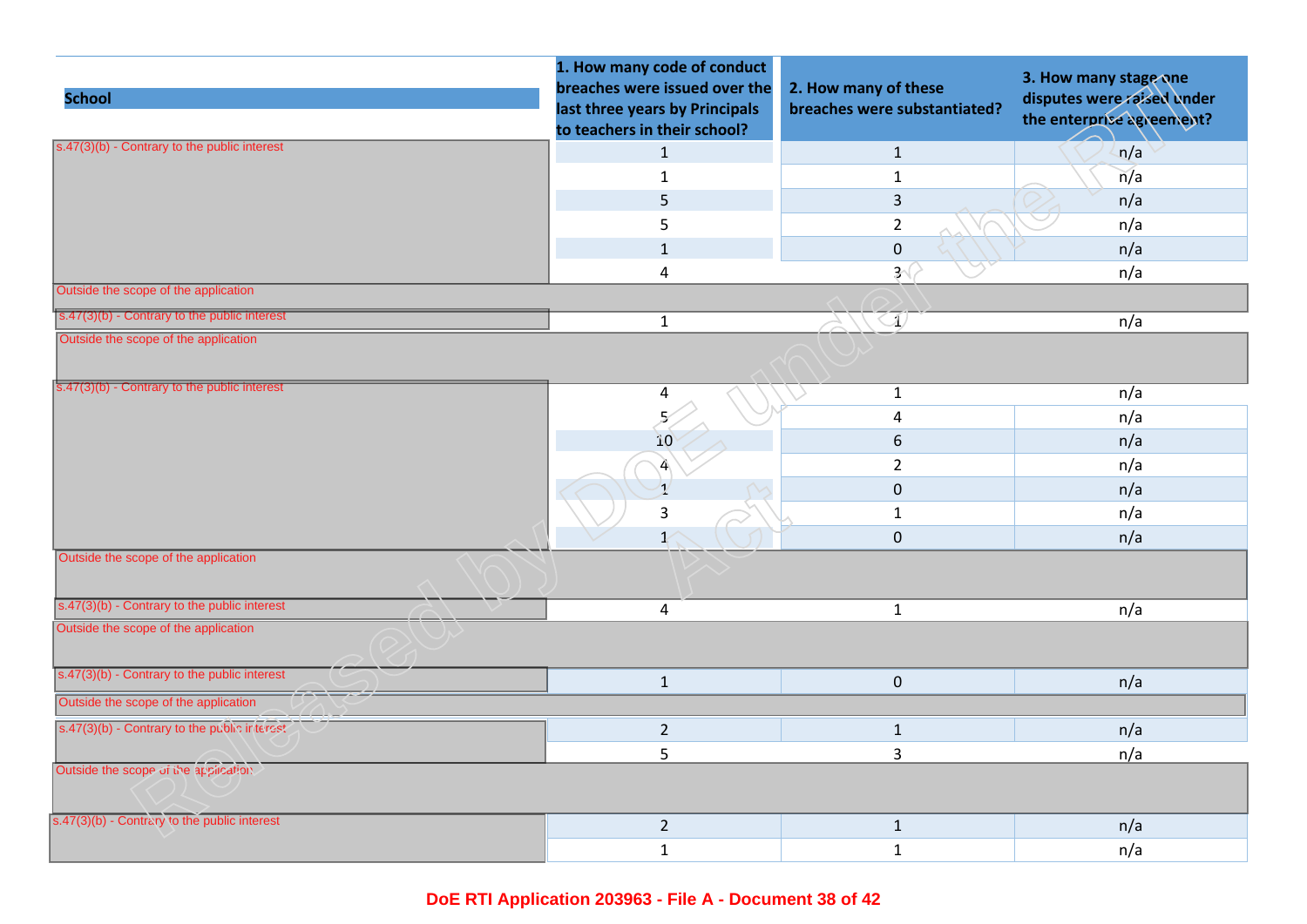| School | 1. How many code of conduct breaches were issued over the last three years by Principals to teachers in their school? | 2. How many of these breaches were substantiated? | 3. How many stage one disputes were raised under the enterprise agreement? |
|---|---|---|---|
| s.47(3)(b) - Contrary to the public interest | 1 | 1 | n/a |
| | 1 | 1 | n/a |
| | 5 | 3 | n/a |
| | 5 | 2 | n/a |
| | 1 | 0 | n/a |
| | 4 | 3 | n/a |
| Outside the scope of the application | | | |
| s.47(3)(b) - Contrary to the public interest | 1 | 1 | n/a |
| Outside the scope of the application | | | |
| s.47(3)(b) - Contrary to the public interest | 4 | 1 | n/a |
| | 5 | 4 | n/a |
| | 10 | 6 | n/a |
| | 4 | 2 | n/a |
| | 1 | 0 | n/a |
| | 3 | 1 | n/a |
| | 1 | 0 | n/a |
| Outside the scope of the application | | | |
| s.47(3)(b) - Contrary to the public interest | 4 | 1 | n/a |
| Outside the scope of the application | | | |
| s.47(3)(b) - Contrary to the public interest | 1 | 0 | n/a |
| Outside the scope of the application | | | |
| s.47(3)(b) - Contrary to the public interest | 2 | 1 | n/a |
| | 5 | 3 | n/a |
| Outside the scope of the application | | | |
| s.47(3)(b) - Contrary to the public interest | 2 | 1 | n/a |
| | 1 | 1 | n/a |

Released by DoE under the RTI Act

DoE RTI Application 203963 - File A - Document 38 of 42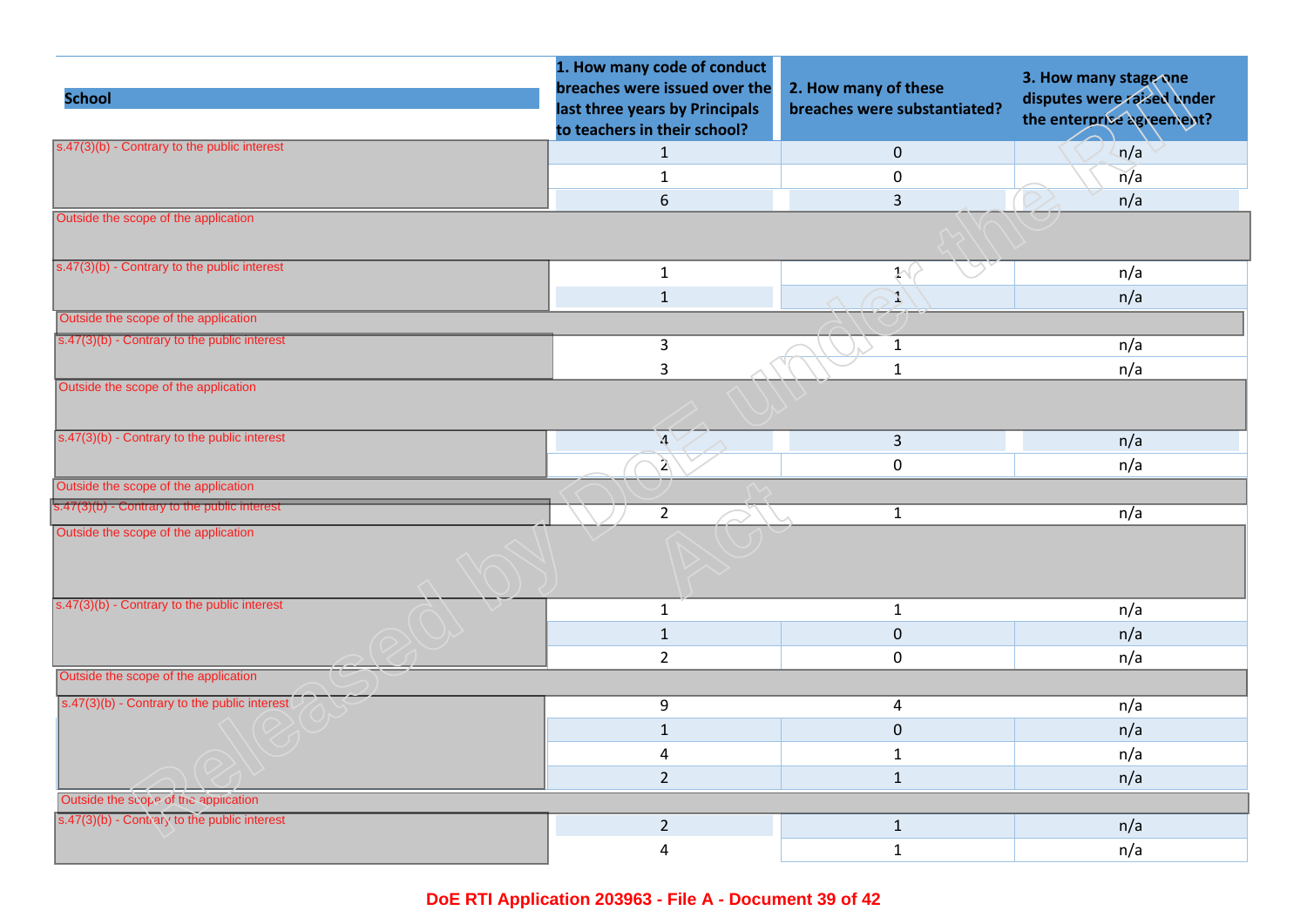| School | 1. How many code of conduct breaches were issued over the last three years by Principals to teachers in their school? | 2. How many of these breaches were substantiated? | 3. How many stage one disputes were raised under the enterprise agreement? |
|---|---|---|---|
| s.47(3)(b) - Contrary to the public interest | 1 | 0 | n/a |
| | 1 | 0 | n/a |
| | 6 | 3 | n/a |
| Outside the scope of the application | | | |
| s.47(3)(b) - Contrary to the public interest | 1 | 1 | n/a |
| | 1 | 1 | n/a |
| Outside the scope of the application | | | |
| s.47(3)(b) - Contrary to the public interest | 3 | 1 | n/a |
| | 3 | 1 | n/a |
| Outside the scope of the application | | | |
| s.47(3)(b) - Contrary to the public interest | 4 | 3 | n/a |
| | 2 | 0 | n/a |
| Outside the scope of the application | | | |
| s.47(3)(b) - Contrary to the public interest | 2 | 1 | n/a |
| Outside the scope of the application | | | |
| s.47(3)(b) - Contrary to the public interest | 1 | 1 | n/a |
| | 1 | 0 | n/a |
| | 2 | 0 | n/a |
| Outside the scope of the application | | | |
| s.47(3)(b) - Contrary to the public interest | 9 | 4 | n/a |
| | 1 | 0 | n/a |
| | 4 | 1 | n/a |
| | 2 | 1 | n/a |
| Outside the scope of the application | | | |
| s.47(3)(b) - Contrary to the public interest | 2 | 1 | n/a |
| | 4 | 1 | n/a |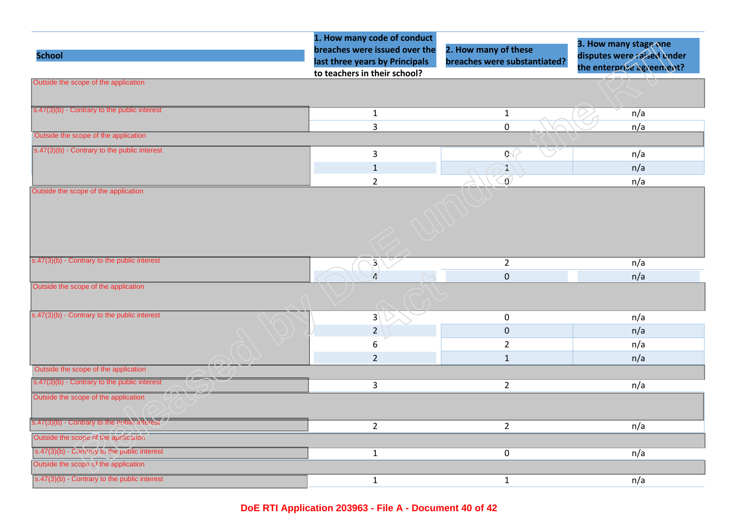| School | 1. How many code of conduct breaches were issued over the last three years by Principals to teachers in their school? | 2. How many of these breaches were substantiated? | 3. How many stage one disputes were raised under the enterprise agreement? |
|---|---|---|---|
| Outside the scope of the application | | | |
| s.47(3)(b) - Contrary to the public interest | 1 | 1 | n/a |
| | 3 | 0 | n/a |
| Outside the scope of the application | | | |
| s.47(3)(b) - Contrary to the public interest | 3 | 0 | n/a |
| | 1 | 1 | n/a |
| | 2 | 0 | n/a |
| Outside the scope of the application | | | |
| s.47(3)(b) - Contrary to the public interest | 3 | 2 | n/a |
| | 4 | 0 | n/a |
| Outside the scope of the application | | | |
| s.47(3)(b) - Contrary to the public interest | 3 | 0 | n/a |
| | 2 | 0 | n/a |
| | 6 | 2 | n/a |
| | 2 | 1 | n/a |
| Outside the scope of the application | | | |
| s.47(3)(b) - Contrary to the public interest | 3 | 2 | n/a |
| Outside the scope of the application | | | |
| s.47(3)(b) - Contrary to the public interest | 2 | 2 | n/a |
| Outside the scope of the application | | | |
| s.47(3)(b) - Contrary to the public interest | 1 | 0 | n/a |
| Outside the scope of the application | | | |
| s.47(3)(b) - Contrary to the public interest | 1 | 1 | n/a |

Released by DoE under the RTI Act

DoE RTI Application 203963 - File A - Document 40 of 42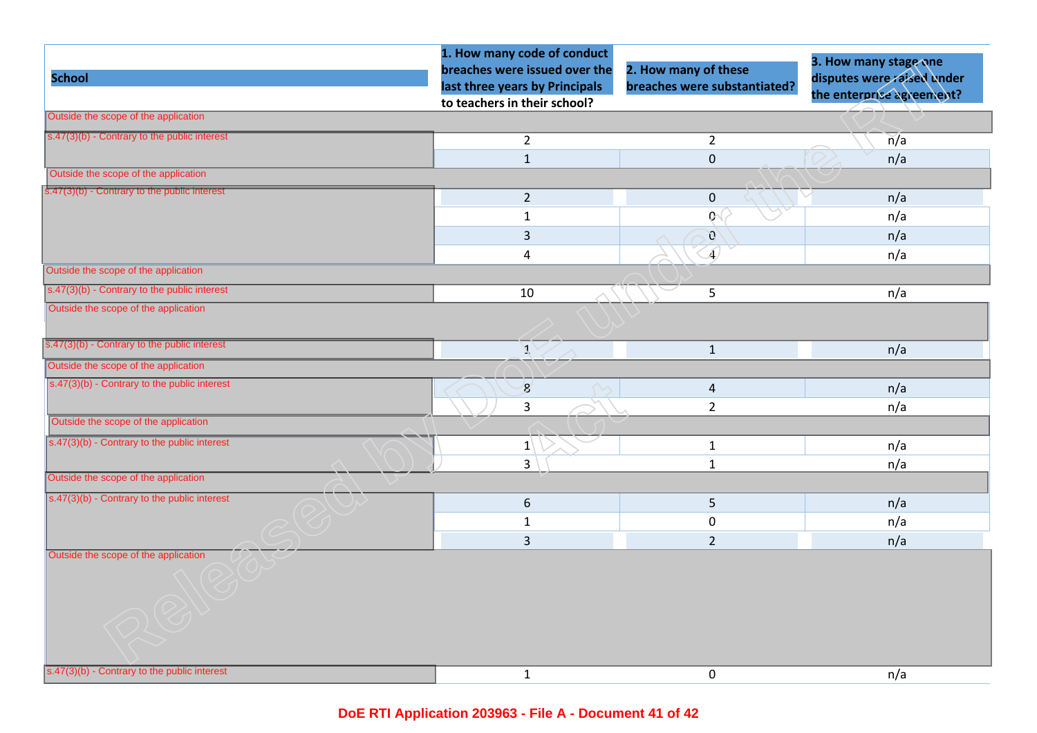| School | 1. How many code of conduct breaches were issued over the last three years by Principals to teachers in their school? | 2. How many of these breaches were substantiated? | 3. How many stage one disputes were raised under the enterprise agreement? |
|---|---|---|---|
| Outside the scope of the application | | | |
| s.47(3)(b) - Contrary to the public interest | 2 | 2 | n/a |
| | 1 | 0 | n/a |
| Outside the scope of the application | | | |
| s.47(3)(b) - Contrary to the public interest | 2 | 0 | n/a |
| | 1 | 0 | n/a |
| | 3 | 0 | n/a |
| | 4 | 4 | n/a |
| Outside the scope of the application | | | |
| s.47(3)(b) - Contrary to the public interest | 10 | 5 | n/a |
| Outside the scope of the application | | | |
| s.47(3)(b) - Contrary to the public interest | 1 | 1 | n/a |
| Outside the scope of the application | | | |
| s.47(3)(b) - Contrary to the public interest | 8 | 4 | n/a |
| | 3 | 2 | n/a |
| Outside the scope of the application | | | |
| s.47(3)(b) - Contrary to the public interest | 1 | 1 | n/a |
| | 3 | 1 | n/a |
| Outside the scope of the application | | | |
| s.47(3)(b) - Contrary to the public interest | 6 | 5 | n/a |
| | 1 | 0 | n/a |
| | 3 | 2 | n/a |
| Outside the scope of the application | | | |
| s.47(3)(b) - Contrary to the public interest | 1 | 0 | n/a |

DoE RTI Application 203963 - File A - Document 41 of 42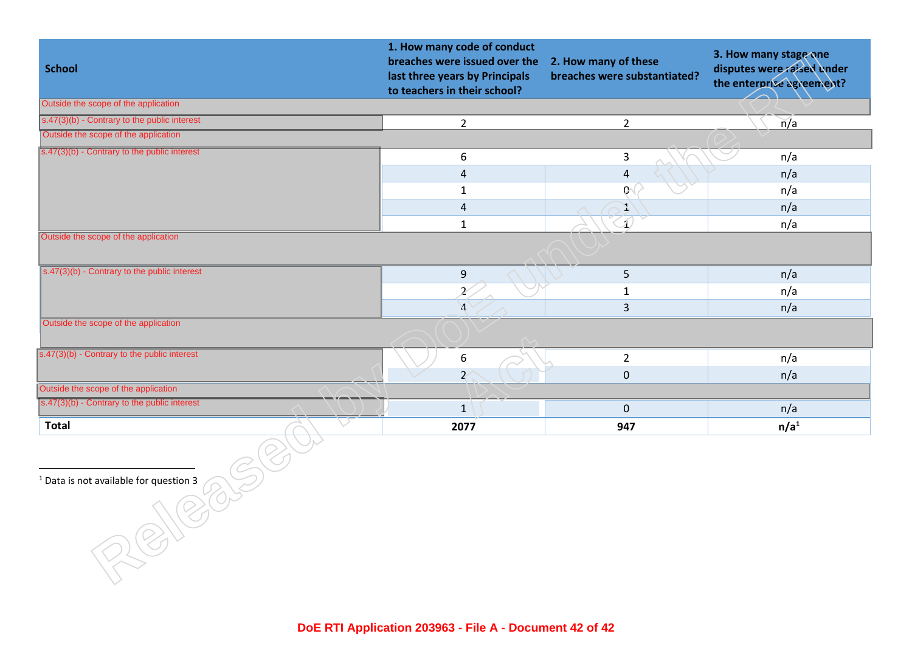| School | 1. How many code of conduct breaches were issued over the last three years by Principals to teachers in their school? | 2. How many of these breaches were substantiated? | 3. How many stage one disputes were raised under the enterprise agreement? |
|---|---|---|---|
| Outside the scope of the application | | | |
| s.47(3)(b) - Contrary to the public interest | 2 | 2 | n/a |
| Outside the scope of the application | | | |
| s.47(3)(b) - Contrary to the public interest | 6 | 3 | n/a |
| | 4 | 4 | n/a |
| | 1 | 0 | n/a |
| | 4 | 1 | n/a |
| | 1 | 1 | n/a |
| Outside the scope of the application | | | |
| s.47(3)(b) - Contrary to the public interest | 9 | 5 | n/a |
| | 2 | 1 | n/a |
| | 4 | 3 | n/a |
| Outside the scope of the application | | | |
| s.47(3)(b) - Contrary to the public interest | 6 | 2 | n/a |
| | 2 | 0 | n/a |
| Outside the scope of the application | | | |
| s.47(3)(b) - Contrary to the public interest | 1 | 0 | n/a |
| **Total** | **2077** | **947** | **n/a[1]** |

[1] Data is not available for question 3

Released by DoE under the RTI Act

DoE RTI Application 203963 - File A - Document 42 of 42